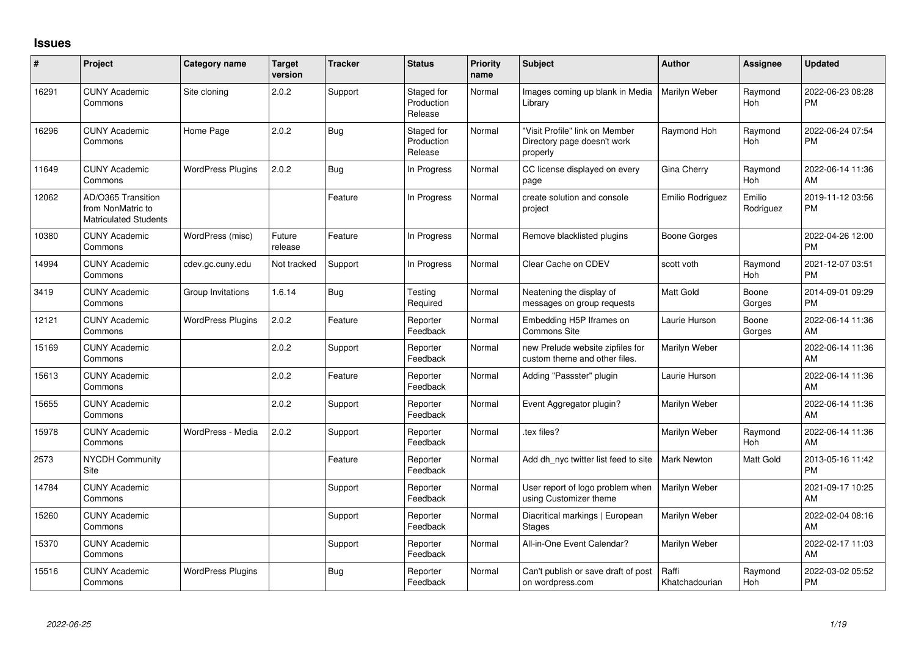## Issues

| # | Project | Category name | Target version | Tracker | Status | Priority name | Subject | Author | Assignee | Updated |
|---|---|---|---|---|---|---|---|---|---|---|
| 16291 | CUNY Academic Commons | Site cloning | 2.0.2 | Support | Staged for Production Release | Normal | Images coming up blank in Media Library | Marilyn Weber | Raymond Hoh | 2022-06-23 08:28 PM |
| 16296 | CUNY Academic Commons | Home Page | 2.0.2 | Bug | Staged for Production Release | Normal | "Visit Profile" link on Member Directory page doesn't work properly | Raymond Hoh | Raymond Hoh | 2022-06-24 07:54 PM |
| 11649 | CUNY Academic Commons | WordPress Plugins | 2.0.2 | Bug | In Progress | Normal | CC license displayed on every page | Gina Cherry | Raymond Hoh | 2022-06-14 11:36 AM |
| 12062 | AD/O365 Transition from NonMatric to Matriculated Students | | | Feature | In Progress | Normal | create solution and console project | Emilio Rodriguez | Emilio Rodriguez | 2019-11-12 03:56 PM |
| 10380 | CUNY Academic Commons | WordPress (misc) | Future release | Feature | In Progress | Normal | Remove blacklisted plugins | Boone Gorges | | 2022-04-26 12:00 PM |
| 14994 | CUNY Academic Commons | cdev.gc.cuny.edu | Not tracked | Support | In Progress | Normal | Clear Cache on CDEV | scott voth | Raymond Hoh | 2021-12-07 03:51 PM |
| 3419 | CUNY Academic Commons | Group Invitations | 1.6.14 | Bug | Testing Required | Normal | Neatening the display of messages on group requests | Matt Gold | Boone Gorges | 2014-09-01 09:29 PM |
| 12121 | CUNY Academic Commons | WordPress Plugins | 2.0.2 | Feature | Reporter Feedback | Normal | Embedding H5P Iframes on Commons Site | Laurie Hurson | Boone Gorges | 2022-06-14 11:36 AM |
| 15169 | CUNY Academic Commons | | 2.0.2 | Support | Reporter Feedback | Normal | new Prelude website zipfiles for custom theme and other files. | Marilyn Weber | | 2022-06-14 11:36 AM |
| 15613 | CUNY Academic Commons | | 2.0.2 | Feature | Reporter Feedback | Normal | Adding "Passster" plugin | Laurie Hurson | | 2022-06-14 11:36 AM |
| 15655 | CUNY Academic Commons | | 2.0.2 | Support | Reporter Feedback | Normal | Event Aggregator plugin? | Marilyn Weber | | 2022-06-14 11:36 AM |
| 15978 | CUNY Academic Commons | WordPress - Media | 2.0.2 | Support | Reporter Feedback | Normal | .tex files? | Marilyn Weber | Raymond Hoh | 2022-06-14 11:36 AM |
| 2573 | NYCDH Community Site | | | Feature | Reporter Feedback | Normal | Add dh_nyc twitter list feed to site | Mark Newton | Matt Gold | 2013-05-16 11:42 PM |
| 14784 | CUNY Academic Commons | | | Support | Reporter Feedback | Normal | User report of logo problem when using Customizer theme | Marilyn Weber | | 2021-09-17 10:25 AM |
| 15260 | CUNY Academic Commons | | | Support | Reporter Feedback | Normal | Diacritical markings \| European Stages | Marilyn Weber | | 2022-02-04 08:16 AM |
| 15370 | CUNY Academic Commons | | | Support | Reporter Feedback | Normal | All-in-One Event Calendar? | Marilyn Weber | | 2022-02-17 11:03 AM |
| 15516 | CUNY Academic Commons | WordPress Plugins | | Bug | Reporter Feedback | Normal | Can't publish or save draft of post on wordpress.com | Raffi Khatchadourian | Raymond Hoh | 2022-03-02 05:52 PM |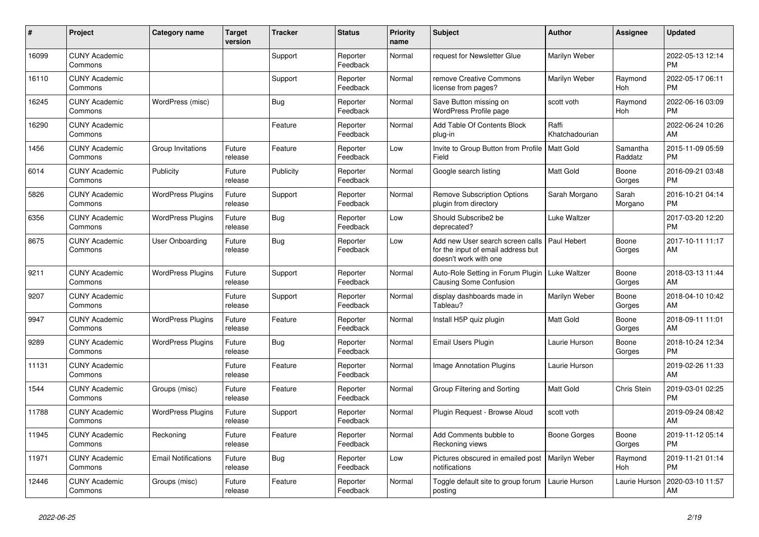| # | Project | Category name | Target version | Tracker | Status | Priority name | Subject | Author | Assignee | Updated |
|---|---|---|---|---|---|---|---|---|---|---|
| 16099 | CUNY Academic Commons | | | Support | Reporter Feedback | Normal | request for Newsletter Glue | Marilyn Weber | | 2022-05-13 12:14 PM |
| 16110 | CUNY Academic Commons | | | Support | Reporter Feedback | Normal | remove Creative Commons license from pages? | Marilyn Weber | Raymond Hoh | 2022-05-17 06:11 PM |
| 16245 | CUNY Academic Commons | WordPress (misc) | | Bug | Reporter Feedback | Normal | Save Button missing on WordPress Profile page | scott voth | Raymond Hoh | 2022-06-16 03:09 PM |
| 16290 | CUNY Academic Commons | | | Feature | Reporter Feedback | Normal | Add Table Of Contents Block plug-in | Raffi Khatchadourian | | 2022-06-24 10:26 AM |
| 1456 | CUNY Academic Commons | Group Invitations | Future release | Feature | Reporter Feedback | Low | Invite to Group Button from Profile Field | Matt Gold | Samantha Raddatz | 2015-11-09 05:59 PM |
| 6014 | CUNY Academic Commons | Publicity | Future release | Publicity | Reporter Feedback | Normal | Google search listing | Matt Gold | Boone Gorges | 2016-09-21 03:48 PM |
| 5826 | CUNY Academic Commons | WordPress Plugins | Future release | Support | Reporter Feedback | Normal | Remove Subscription Options plugin from directory | Sarah Morgano | Sarah Morgano | 2016-10-21 04:14 PM |
| 6356 | CUNY Academic Commons | WordPress Plugins | Future release | Bug | Reporter Feedback | Low | Should Subscribe2 be deprecated? | Luke Waltzer | | 2017-03-20 12:20 PM |
| 8675 | CUNY Academic Commons | User Onboarding | Future release | Bug | Reporter Feedback | Low | Add new User search screen calls for the input of email address but doesn't work with one | Paul Hebert | Boone Gorges | 2017-10-11 11:17 AM |
| 9211 | CUNY Academic Commons | WordPress Plugins | Future release | Support | Reporter Feedback | Normal | Auto-Role Setting in Forum Plugin Causing Some Confusion | Luke Waltzer | Boone Gorges | 2018-03-13 11:44 AM |
| 9207 | CUNY Academic Commons | | Future release | Support | Reporter Feedback | Normal | display dashboards made in Tableau? | Marilyn Weber | Boone Gorges | 2018-04-10 10:42 AM |
| 9947 | CUNY Academic Commons | WordPress Plugins | Future release | Feature | Reporter Feedback | Normal | Install H5P quiz plugin | Matt Gold | Boone Gorges | 2018-09-11 11:01 AM |
| 9289 | CUNY Academic Commons | WordPress Plugins | Future release | Bug | Reporter Feedback | Normal | Email Users Plugin | Laurie Hurson | Boone Gorges | 2018-10-24 12:34 PM |
| 11131 | CUNY Academic Commons | | Future release | Feature | Reporter Feedback | Normal | Image Annotation Plugins | Laurie Hurson | | 2019-02-26 11:33 AM |
| 1544 | CUNY Academic Commons | Groups (misc) | Future release | Feature | Reporter Feedback | Normal | Group Filtering and Sorting | Matt Gold | Chris Stein | 2019-03-01 02:25 PM |
| 11788 | CUNY Academic Commons | WordPress Plugins | Future release | Support | Reporter Feedback | Normal | Plugin Request - Browse Aloud | scott voth | | 2019-09-24 08:42 AM |
| 11945 | CUNY Academic Commons | Reckoning | Future release | Feature | Reporter Feedback | Normal | Add Comments bubble to Reckoning views | Boone Gorges | Boone Gorges | 2019-11-12 05:14 PM |
| 11971 | CUNY Academic Commons | Email Notifications | Future release | Bug | Reporter Feedback | Low | Pictures obscured in emailed post notifications | Marilyn Weber | Raymond Hoh | 2019-11-21 01:14 PM |
| 12446 | CUNY Academic Commons | Groups (misc) | Future release | Feature | Reporter Feedback | Normal | Toggle default site to group forum posting | Laurie Hurson | Laurie Hurson | 2020-03-10 11:57 AM |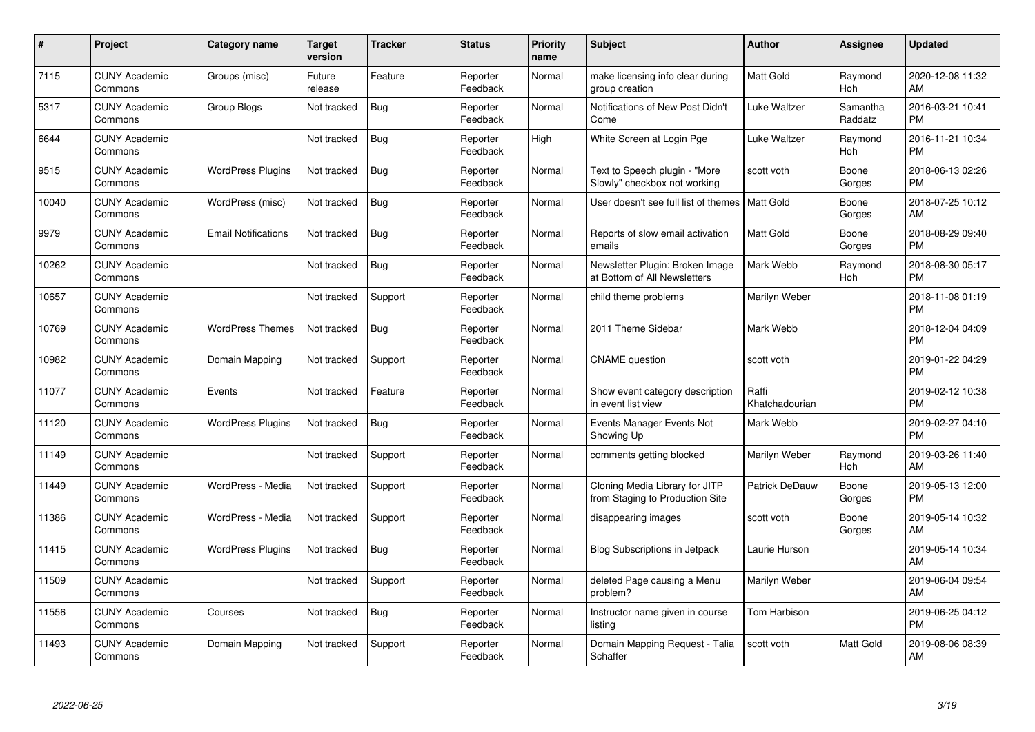| # | Project | Category name | Target version | Tracker | Status | Priority name | Subject | Author | Assignee | Updated |
|---|---|---|---|---|---|---|---|---|---|---|
| 7115 | CUNY Academic Commons | Groups (misc) | Future release | Feature | Reporter Feedback | Normal | make licensing info clear during group creation | Matt Gold | Raymond Hoh | 2020-12-08 11:32 AM |
| 5317 | CUNY Academic Commons | Group Blogs | Not tracked | Bug | Reporter Feedback | Normal | Notifications of New Post Didn't Come | Luke Waltzer | Samantha Raddatz | 2016-03-21 10:41 PM |
| 6644 | CUNY Academic Commons | | Not tracked | Bug | Reporter Feedback | High | White Screen at Login Pge | Luke Waltzer | Raymond Hoh | 2016-11-21 10:34 PM |
| 9515 | CUNY Academic Commons | WordPress Plugins | Not tracked | Bug | Reporter Feedback | Normal | Text to Speech plugin - "More Slowly" checkbox not working | scott voth | Boone Gorges | 2018-06-13 02:26 PM |
| 10040 | CUNY Academic Commons | WordPress (misc) | Not tracked | Bug | Reporter Feedback | Normal | User doesn't see full list of themes | Matt Gold | Boone Gorges | 2018-07-25 10:12 AM |
| 9979 | CUNY Academic Commons | Email Notifications | Not tracked | Bug | Reporter Feedback | Normal | Reports of slow email activation emails | Matt Gold | Boone Gorges | 2018-08-29 09:40 PM |
| 10262 | CUNY Academic Commons | | Not tracked | Bug | Reporter Feedback | Normal | Newsletter Plugin: Broken Image at Bottom of All Newsletters | Mark Webb | Raymond Hoh | 2018-08-30 05:17 PM |
| 10657 | CUNY Academic Commons | | Not tracked | Support | Reporter Feedback | Normal | child theme problems | Marilyn Weber | | 2018-11-08 01:19 PM |
| 10769 | CUNY Academic Commons | WordPress Themes | Not tracked | Bug | Reporter Feedback | Normal | 2011 Theme Sidebar | Mark Webb | | 2018-12-04 04:09 PM |
| 10982 | CUNY Academic Commons | Domain Mapping | Not tracked | Support | Reporter Feedback | Normal | CNAME question | scott voth | | 2019-01-22 04:29 PM |
| 11077 | CUNY Academic Commons | Events | Not tracked | Feature | Reporter Feedback | Normal | Show event category description in event list view | Raffi Khatchadourian | | 2019-02-12 10:38 PM |
| 11120 | CUNY Academic Commons | WordPress Plugins | Not tracked | Bug | Reporter Feedback | Normal | Events Manager Events Not Showing Up | Mark Webb | | 2019-02-27 04:10 PM |
| 11149 | CUNY Academic Commons | | Not tracked | Support | Reporter Feedback | Normal | comments getting blocked | Marilyn Weber | Raymond Hoh | 2019-03-26 11:40 AM |
| 11449 | CUNY Academic Commons | WordPress - Media | Not tracked | Support | Reporter Feedback | Normal | Cloning Media Library for JITP from Staging to Production Site | Patrick DeDauw | Boone Gorges | 2019-05-13 12:00 PM |
| 11386 | CUNY Academic Commons | WordPress - Media | Not tracked | Support | Reporter Feedback | Normal | disappearing images | scott voth | Boone Gorges | 2019-05-14 10:32 AM |
| 11415 | CUNY Academic Commons | WordPress Plugins | Not tracked | Bug | Reporter Feedback | Normal | Blog Subscriptions in Jetpack | Laurie Hurson | | 2019-05-14 10:34 AM |
| 11509 | CUNY Academic Commons | | Not tracked | Support | Reporter Feedback | Normal | deleted Page causing a Menu problem? | Marilyn Weber | | 2019-06-04 09:54 AM |
| 11556 | CUNY Academic Commons | Courses | Not tracked | Bug | Reporter Feedback | Normal | Instructor name given in course listing | Tom Harbison | | 2019-06-25 04:12 PM |
| 11493 | CUNY Academic Commons | Domain Mapping | Not tracked | Support | Reporter Feedback | Normal | Domain Mapping Request - Talia Schaffer | scott voth | Matt Gold | 2019-08-06 08:39 AM |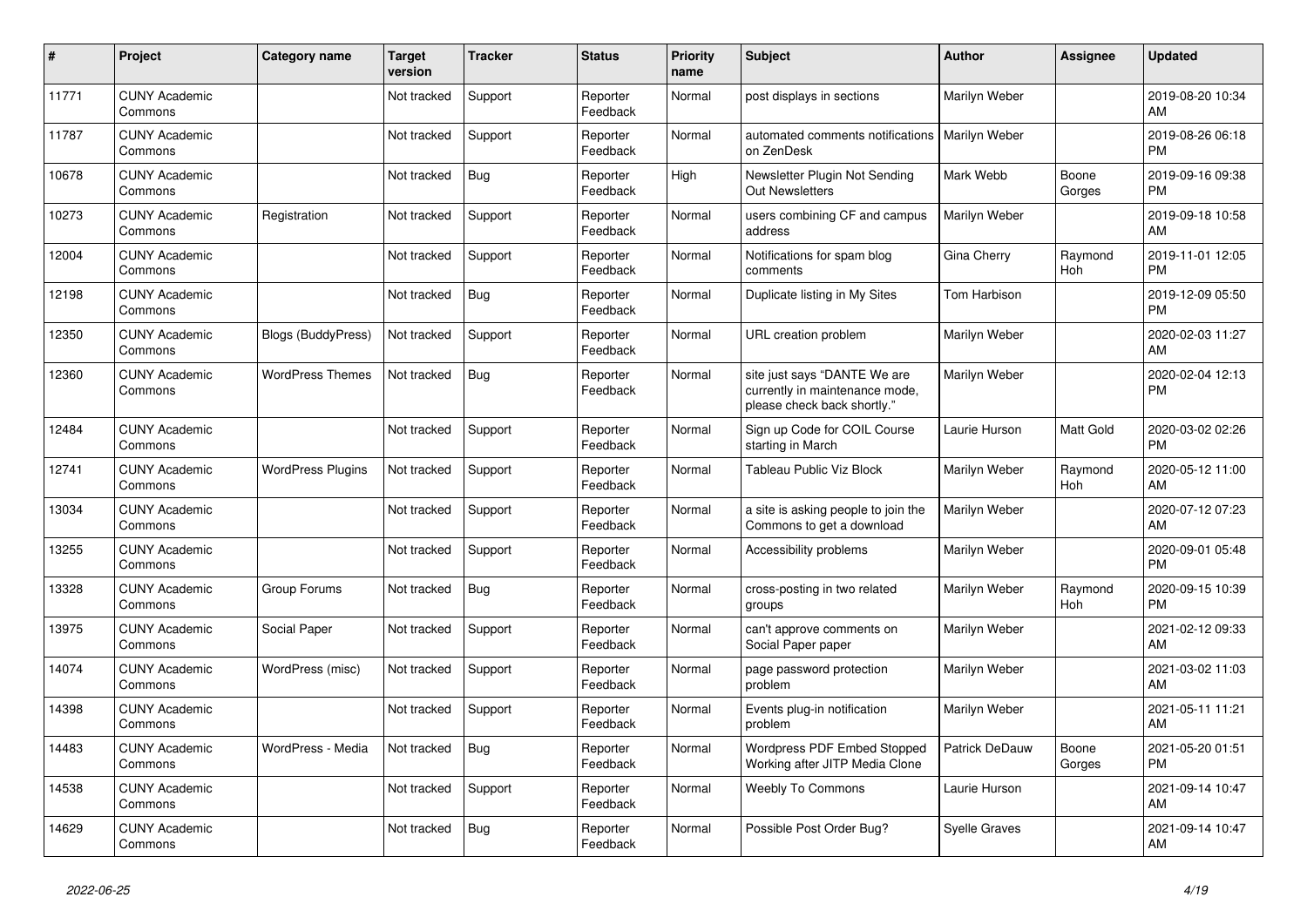| # | Project | Category name | Target version | Tracker | Status | Priority name | Subject | Author | Assignee | Updated |
|---|---|---|---|---|---|---|---|---|---|---|
| 11771 | CUNY Academic Commons | | Not tracked | Support | Reporter Feedback | Normal | post displays in sections | Marilyn Weber | | 2019-08-20 10:34 AM |
| 11787 | CUNY Academic Commons | | Not tracked | Support | Reporter Feedback | Normal | automated comments notifications on ZenDesk | Marilyn Weber | | 2019-08-26 06:18 PM |
| 10678 | CUNY Academic Commons | | Not tracked | Bug | Reporter Feedback | High | Newsletter Plugin Not Sending Out Newsletters | Mark Webb | Boone Gorges | 2019-09-16 09:38 PM |
| 10273 | CUNY Academic Commons | Registration | Not tracked | Support | Reporter Feedback | Normal | users combining CF and campus address | Marilyn Weber | | 2019-09-18 10:58 AM |
| 12004 | CUNY Academic Commons | | Not tracked | Support | Reporter Feedback | Normal | Notifications for spam blog comments | Gina Cherry | Raymond Hoh | 2019-11-01 12:05 PM |
| 12198 | CUNY Academic Commons | | Not tracked | Bug | Reporter Feedback | Normal | Duplicate listing in My Sites | Tom Harbison | | 2019-12-09 05:50 PM |
| 12350 | CUNY Academic Commons | Blogs (BuddyPress) | Not tracked | Support | Reporter Feedback | Normal | URL creation problem | Marilyn Weber | | 2020-02-03 11:27 AM |
| 12360 | CUNY Academic Commons | WordPress Themes | Not tracked | Bug | Reporter Feedback | Normal | site just says "DANTE We are currently in maintenance mode, please check back shortly." | Marilyn Weber | | 2020-02-04 12:13 PM |
| 12484 | CUNY Academic Commons | | Not tracked | Support | Reporter Feedback | Normal | Sign up Code for COIL Course starting in March | Laurie Hurson | Matt Gold | 2020-03-02 02:26 PM |
| 12741 | CUNY Academic Commons | WordPress Plugins | Not tracked | Support | Reporter Feedback | Normal | Tableau Public Viz Block | Marilyn Weber | Raymond Hoh | 2020-05-12 11:00 AM |
| 13034 | CUNY Academic Commons | | Not tracked | Support | Reporter Feedback | Normal | a site is asking people to join the Commons to get a download | Marilyn Weber | | 2020-07-12 07:23 AM |
| 13255 | CUNY Academic Commons | | Not tracked | Support | Reporter Feedback | Normal | Accessibility problems | Marilyn Weber | | 2020-09-01 05:48 PM |
| 13328 | CUNY Academic Commons | Group Forums | Not tracked | Bug | Reporter Feedback | Normal | cross-posting in two related groups | Marilyn Weber | Raymond Hoh | 2020-09-15 10:39 PM |
| 13975 | CUNY Academic Commons | Social Paper | Not tracked | Support | Reporter Feedback | Normal | can't approve comments on Social Paper paper | Marilyn Weber | | 2021-02-12 09:33 AM |
| 14074 | CUNY Academic Commons | WordPress (misc) | Not tracked | Support | Reporter Feedback | Normal | page password protection problem | Marilyn Weber | | 2021-03-02 11:03 AM |
| 14398 | CUNY Academic Commons | | Not tracked | Support | Reporter Feedback | Normal | Events plug-in notification problem | Marilyn Weber | | 2021-05-11 11:21 AM |
| 14483 | CUNY Academic Commons | WordPress - Media | Not tracked | Bug | Reporter Feedback | Normal | Wordpress PDF Embed Stopped Working after JITP Media Clone | Patrick DeDauw | Boone Gorges | 2021-05-20 01:51 PM |
| 14538 | CUNY Academic Commons | | Not tracked | Support | Reporter Feedback | Normal | Weebly To Commons | Laurie Hurson | | 2021-09-14 10:47 AM |
| 14629 | CUNY Academic Commons | | Not tracked | Bug | Reporter Feedback | Normal | Possible Post Order Bug? | Syelle Graves | | 2021-09-14 10:47 AM |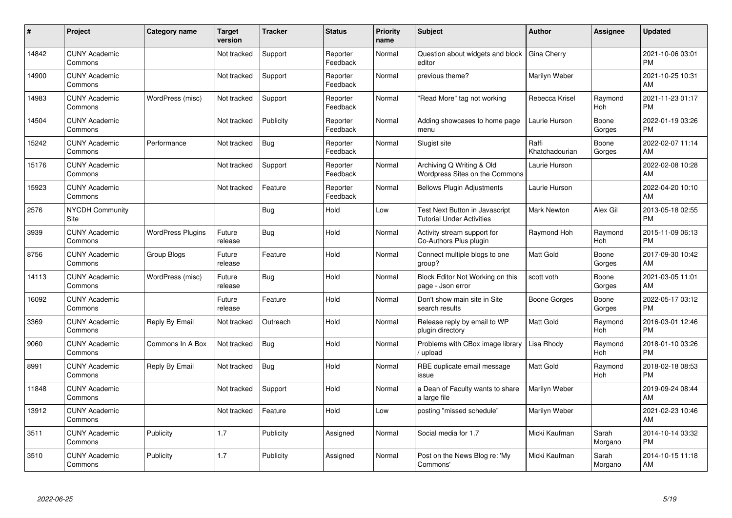| # | Project | Category name | Target version | Tracker | Status | Priority name | Subject | Author | Assignee | Updated |
|---|---|---|---|---|---|---|---|---|---|---|
| 14842 | CUNY Academic Commons | | Not tracked | Support | Reporter Feedback | Normal | Question about widgets and block editor | Gina Cherry | | 2021-10-06 03:01 PM |
| 14900 | CUNY Academic Commons | | Not tracked | Support | Reporter Feedback | Normal | previous theme? | Marilyn Weber | | 2021-10-25 10:31 AM |
| 14983 | CUNY Academic Commons | WordPress (misc) | Not tracked | Support | Reporter Feedback | Normal | "Read More" tag not working | Rebecca Krisel | Raymond Hoh | 2021-11-23 01:17 PM |
| 14504 | CUNY Academic Commons | | Not tracked | Publicity | Reporter Feedback | Normal | Adding showcases to home page menu | Laurie Hurson | Boone Gorges | 2022-01-19 03:26 PM |
| 15242 | CUNY Academic Commons | Performance | Not tracked | Bug | Reporter Feedback | Normal | Slugist site | Raffi Khatchadourian | Boone Gorges | 2022-02-07 11:14 AM |
| 15176 | CUNY Academic Commons | | Not tracked | Support | Reporter Feedback | Normal | Archiving Q Writing & Old Wordpress Sites on the Commons | Laurie Hurson | | 2022-02-08 10:28 AM |
| 15923 | CUNY Academic Commons | | Not tracked | Feature | Reporter Feedback | Normal | Bellows Plugin Adjustments | Laurie Hurson | | 2022-04-20 10:10 AM |
| 2576 | NYCDH Community Site | | | Bug | Hold | Low | Test Next Button in Javascript Tutorial Under Activities | Mark Newton | Alex Gil | 2013-05-18 02:55 PM |
| 3939 | CUNY Academic Commons | WordPress Plugins | Future release | Bug | Hold | Normal | Activity stream support for Co-Authors Plus plugin | Raymond Hoh | Raymond Hoh | 2015-11-09 06:13 PM |
| 8756 | CUNY Academic Commons | Group Blogs | Future release | Feature | Hold | Normal | Connect multiple blogs to one group? | Matt Gold | Boone Gorges | 2017-09-30 10:42 AM |
| 14113 | CUNY Academic Commons | WordPress (misc) | Future release | Bug | Hold | Normal | Block Editor Not Working on this page - Json error | scott voth | Boone Gorges | 2021-03-05 11:01 AM |
| 16092 | CUNY Academic Commons | | Future release | Feature | Hold | Normal | Don't show main site in Site search results | Boone Gorges | Boone Gorges | 2022-05-17 03:12 PM |
| 3369 | CUNY Academic Commons | Reply By Email | Not tracked | Outreach | Hold | Normal | Release reply by email to WP plugin directory | Matt Gold | Raymond Hoh | 2016-03-01 12:46 PM |
| 9060 | CUNY Academic Commons | Commons In A Box | Not tracked | Bug | Hold | Normal | Problems with CBox image library / upload | Lisa Rhody | Raymond Hoh | 2018-01-10 03:26 PM |
| 8991 | CUNY Academic Commons | Reply By Email | Not tracked | Bug | Hold | Normal | RBE duplicate email message issue | Matt Gold | Raymond Hoh | 2018-02-18 08:53 PM |
| 11848 | CUNY Academic Commons | | Not tracked | Support | Hold | Normal | a Dean of Faculty wants to share a large file | Marilyn Weber | | 2019-09-24 08:44 AM |
| 13912 | CUNY Academic Commons | | Not tracked | Feature | Hold | Low | posting "missed schedule" | Marilyn Weber | | 2021-02-23 10:46 AM |
| 3511 | CUNY Academic Commons | Publicity | 1.7 | Publicity | Assigned | Normal | Social media for 1.7 | Micki Kaufman | Sarah Morgano | 2014-10-14 03:32 PM |
| 3510 | CUNY Academic Commons | Publicity | 1.7 | Publicity | Assigned | Normal | Post on the News Blog re: 'My Commons' | Micki Kaufman | Sarah Morgano | 2014-10-15 11:18 AM |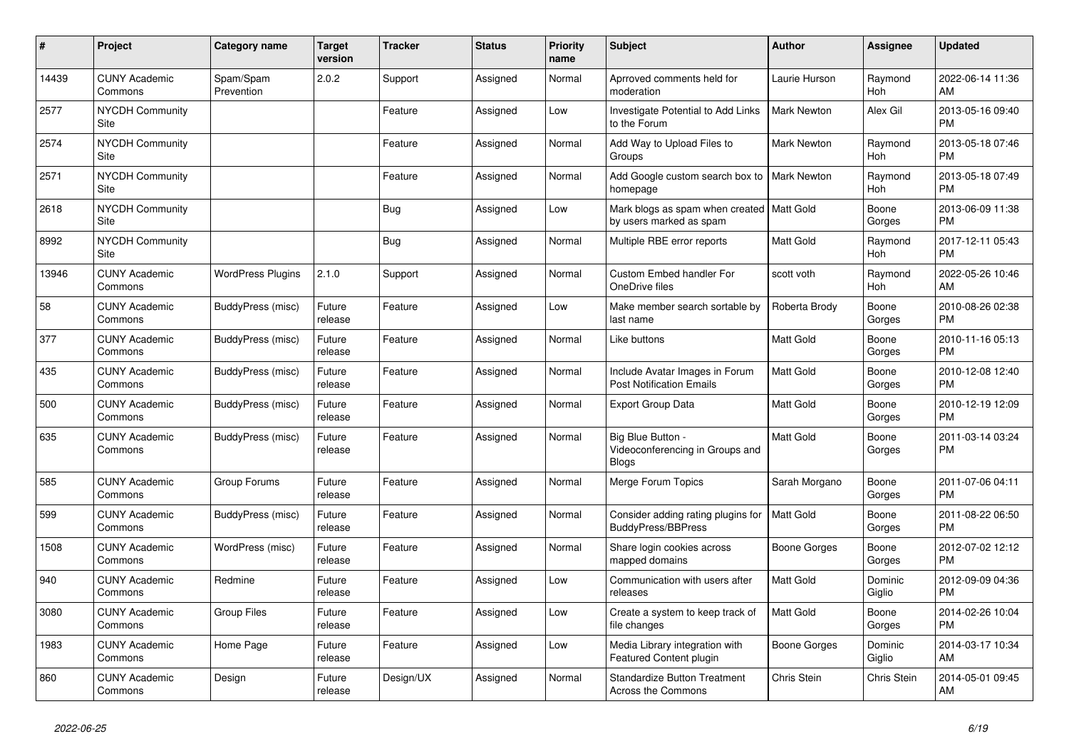| # | Project | Category name | Target version | Tracker | Status | Priority name | Subject | Author | Assignee | Updated |
|---|---|---|---|---|---|---|---|---|---|---|
| 14439 | CUNY Academic Commons | Spam/Spam Prevention | 2.0.2 | Support | Assigned | Normal | Aprroved comments held for moderation | Laurie Hurson | Raymond Hoh | 2022-06-14 11:36 AM |
| 2577 | NYCDH Community Site | | | Feature | Assigned | Low | Investigate Potential to Add Links to the Forum | Mark Newton | Alex Gil | 2013-05-16 09:40 PM |
| 2574 | NYCDH Community Site | | | Feature | Assigned | Normal | Add Way to Upload Files to Groups | Mark Newton | Raymond Hoh | 2013-05-18 07:46 PM |
| 2571 | NYCDH Community Site | | | Feature | Assigned | Normal | Add Google custom search box to homepage | Mark Newton | Raymond Hoh | 2013-05-18 07:49 PM |
| 2618 | NYCDH Community Site | | | Bug | Assigned | Low | Mark blogs as spam when created by users marked as spam | Matt Gold | Boone Gorges | 2013-06-09 11:38 PM |
| 8992 | NYCDH Community Site | | | Bug | Assigned | Normal | Multiple RBE error reports | Matt Gold | Raymond Hoh | 2017-12-11 05:43 PM |
| 13946 | CUNY Academic Commons | WordPress Plugins | 2.1.0 | Support | Assigned | Normal | Custom Embed handler For OneDrive files | scott voth | Raymond Hoh | 2022-05-26 10:46 AM |
| 58 | CUNY Academic Commons | BuddyPress (misc) | Future release | Feature | Assigned | Low | Make member search sortable by last name | Roberta Brody | Boone Gorges | 2010-08-26 02:38 PM |
| 377 | CUNY Academic Commons | BuddyPress (misc) | Future release | Feature | Assigned | Normal | Like buttons | Matt Gold | Boone Gorges | 2010-11-16 05:13 PM |
| 435 | CUNY Academic Commons | BuddyPress (misc) | Future release | Feature | Assigned | Normal | Include Avatar Images in Forum Post Notification Emails | Matt Gold | Boone Gorges | 2010-12-08 12:40 PM |
| 500 | CUNY Academic Commons | BuddyPress (misc) | Future release | Feature | Assigned | Normal | Export Group Data | Matt Gold | Boone Gorges | 2010-12-19 12:09 PM |
| 635 | CUNY Academic Commons | BuddyPress (misc) | Future release | Feature | Assigned | Normal | Big Blue Button - Videoconferencing in Groups and Blogs | Matt Gold | Boone Gorges | 2011-03-14 03:24 PM |
| 585 | CUNY Academic Commons | Group Forums | Future release | Feature | Assigned | Normal | Merge Forum Topics | Sarah Morgano | Boone Gorges | 2011-07-06 04:11 PM |
| 599 | CUNY Academic Commons | BuddyPress (misc) | Future release | Feature | Assigned | Normal | Consider adding rating plugins for BuddyPress/BBPress | Matt Gold | Boone Gorges | 2011-08-22 06:50 PM |
| 1508 | CUNY Academic Commons | WordPress (misc) | Future release | Feature | Assigned | Normal | Share login cookies across mapped domains | Boone Gorges | Boone Gorges | 2012-07-02 12:12 PM |
| 940 | CUNY Academic Commons | Redmine | Future release | Feature | Assigned | Low | Communication with users after releases | Matt Gold | Dominic Giglio | 2012-09-09 04:36 PM |
| 3080 | CUNY Academic Commons | Group Files | Future release | Feature | Assigned | Low | Create a system to keep track of file changes | Matt Gold | Boone Gorges | 2014-02-26 10:04 PM |
| 1983 | CUNY Academic Commons | Home Page | Future release | Feature | Assigned | Low | Media Library integration with Featured Content plugin | Boone Gorges | Dominic Giglio | 2014-03-17 10:34 AM |
| 860 | CUNY Academic Commons | Design | Future release | Design/UX | Assigned | Normal | Standardize Button Treatment Across the Commons | Chris Stein | Chris Stein | 2014-05-01 09:45 AM |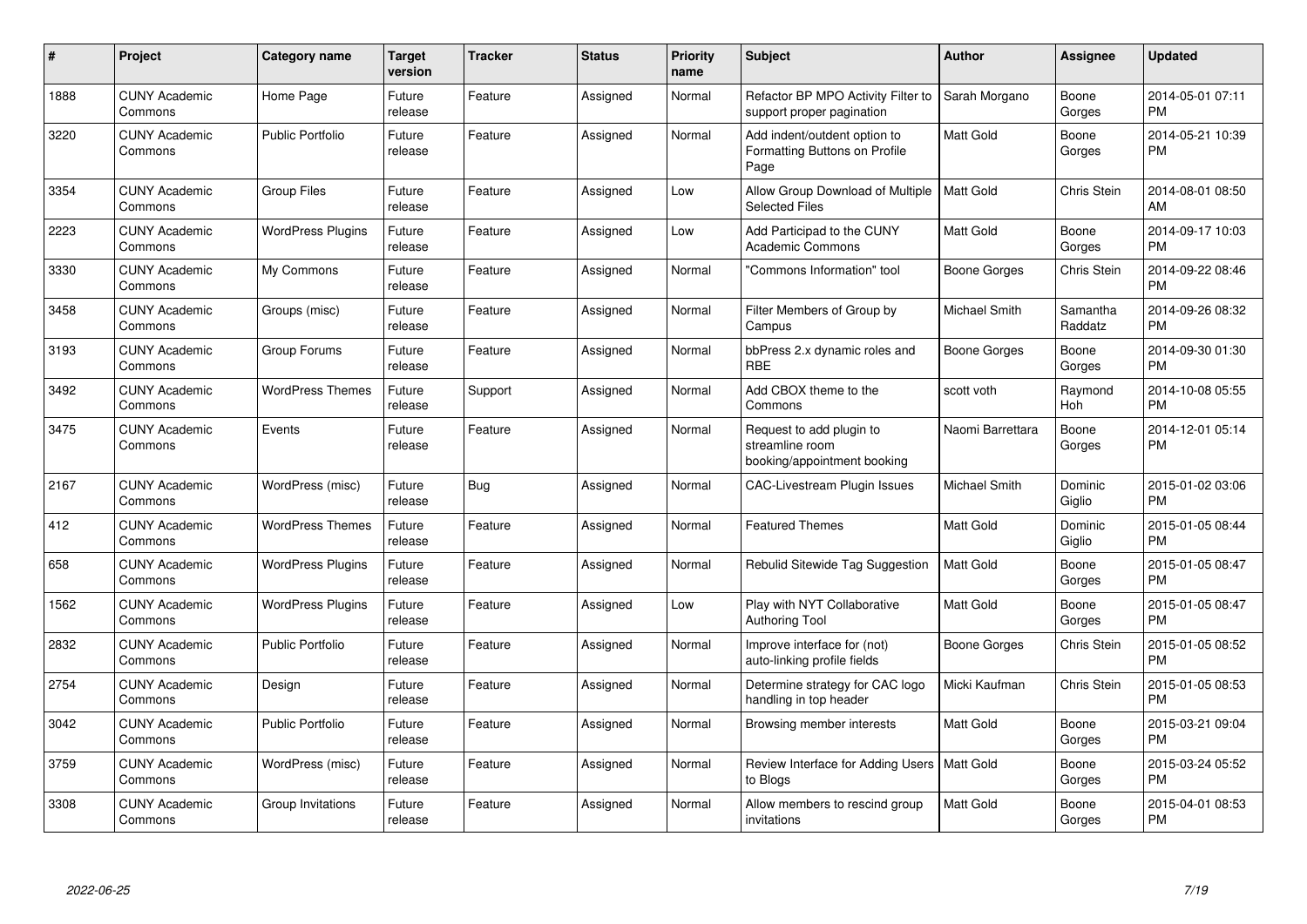| # | Project | Category name | Target version | Tracker | Status | Priority name | Subject | Author | Assignee | Updated |
|---|---|---|---|---|---|---|---|---|---|---|
| 1888 | CUNY Academic Commons | Home Page | Future release | Feature | Assigned | Normal | Refactor BP MPO Activity Filter to support proper pagination | Sarah Morgano | Boone Gorges | 2014-05-01 07:11 PM |
| 3220 | CUNY Academic Commons | Public Portfolio | Future release | Feature | Assigned | Normal | Add indent/outdent option to Formatting Buttons on Profile Page | Matt Gold | Boone Gorges | 2014-05-21 10:39 PM |
| 3354 | CUNY Academic Commons | Group Files | Future release | Feature | Assigned | Low | Allow Group Download of Multiple Selected Files | Matt Gold | Chris Stein | 2014-08-01 08:50 AM |
| 2223 | CUNY Academic Commons | WordPress Plugins | Future release | Feature | Assigned | Low | Add Participad to the CUNY Academic Commons | Matt Gold | Boone Gorges | 2014-09-17 10:03 PM |
| 3330 | CUNY Academic Commons | My Commons | Future release | Feature | Assigned | Normal | "Commons Information" tool | Boone Gorges | Chris Stein | 2014-09-22 08:46 PM |
| 3458 | CUNY Academic Commons | Groups (misc) | Future release | Feature | Assigned | Normal | Filter Members of Group by Campus | Michael Smith | Samantha Raddatz | 2014-09-26 08:32 PM |
| 3193 | CUNY Academic Commons | Group Forums | Future release | Feature | Assigned | Normal | bbPress 2.x dynamic roles and RBE | Boone Gorges | Boone Gorges | 2014-09-30 01:30 PM |
| 3492 | CUNY Academic Commons | WordPress Themes | Future release | Support | Assigned | Normal | Add CBOX theme to the Commons | scott voth | Raymond Hoh | 2014-10-08 05:55 PM |
| 3475 | CUNY Academic Commons | Events | Future release | Feature | Assigned | Normal | Request to add plugin to streamline room booking/appointment booking | Naomi Barrettara | Boone Gorges | 2014-12-01 05:14 PM |
| 2167 | CUNY Academic Commons | WordPress (misc) | Future release | Bug | Assigned | Normal | CAC-Livestream Plugin Issues | Michael Smith | Dominic Giglio | 2015-01-02 03:06 PM |
| 412 | CUNY Academic Commons | WordPress Themes | Future release | Feature | Assigned | Normal | Featured Themes | Matt Gold | Dominic Giglio | 2015-01-05 08:44 PM |
| 658 | CUNY Academic Commons | WordPress Plugins | Future release | Feature | Assigned | Normal | Rebulid Sitewide Tag Suggestion | Matt Gold | Boone Gorges | 2015-01-05 08:47 PM |
| 1562 | CUNY Academic Commons | WordPress Plugins | Future release | Feature | Assigned | Low | Play with NYT Collaborative Authoring Tool | Matt Gold | Boone Gorges | 2015-01-05 08:47 PM |
| 2832 | CUNY Academic Commons | Public Portfolio | Future release | Feature | Assigned | Normal | Improve interface for (not) auto-linking profile fields | Boone Gorges | Chris Stein | 2015-01-05 08:52 PM |
| 2754 | CUNY Academic Commons | Design | Future release | Feature | Assigned | Normal | Determine strategy for CAC logo handling in top header | Micki Kaufman | Chris Stein | 2015-01-05 08:53 PM |
| 3042 | CUNY Academic Commons | Public Portfolio | Future release | Feature | Assigned | Normal | Browsing member interests | Matt Gold | Boone Gorges | 2015-03-21 09:04 PM |
| 3759 | CUNY Academic Commons | WordPress (misc) | Future release | Feature | Assigned | Normal | Review Interface for Adding Users to Blogs | Matt Gold | Boone Gorges | 2015-03-24 05:52 PM |
| 3308 | CUNY Academic Commons | Group Invitations | Future release | Feature | Assigned | Normal | Allow members to rescind group invitations | Matt Gold | Boone Gorges | 2015-04-01 08:53 PM |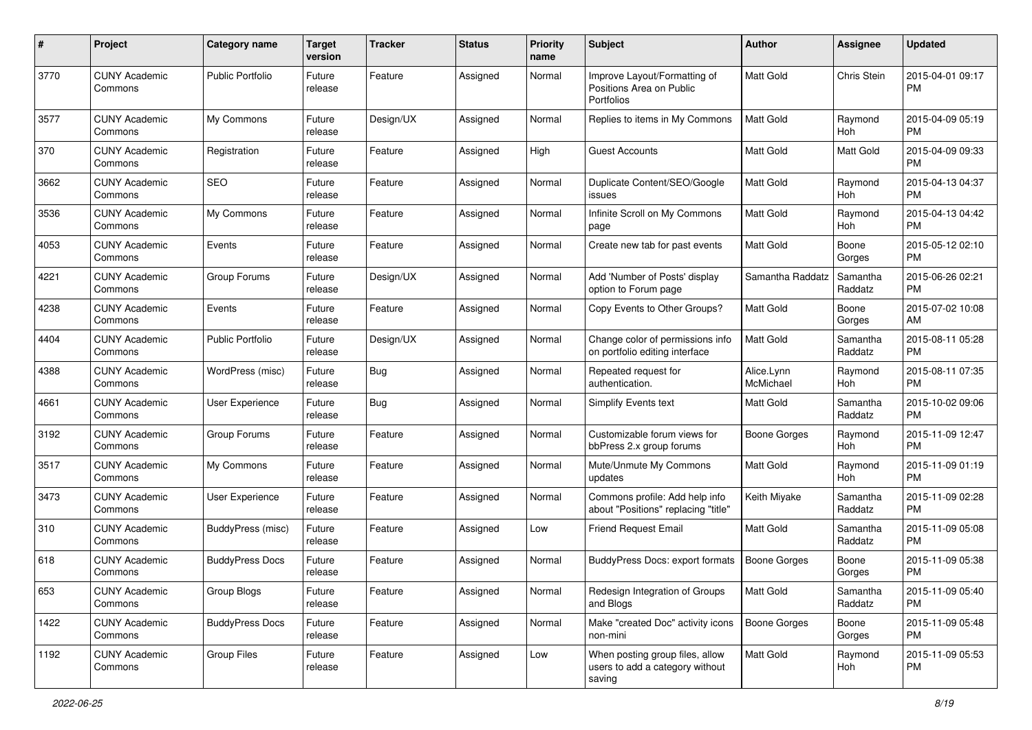| # | Project | Category name | Target version | Tracker | Status | Priority name | Subject | Author | Assignee | Updated |
|---|---|---|---|---|---|---|---|---|---|---|
| 3770 | CUNY Academic Commons | Public Portfolio | Future release | Feature | Assigned | Normal | Improve Layout/Formatting of Positions Area on Public Portfolios | Matt Gold | Chris Stein | 2015-04-01 09:17 PM |
| 3577 | CUNY Academic Commons | My Commons | Future release | Design/UX | Assigned | Normal | Replies to items in My Commons | Matt Gold | Raymond Hoh | 2015-04-09 05:19 PM |
| 370 | CUNY Academic Commons | Registration | Future release | Feature | Assigned | High | Guest Accounts | Matt Gold | Matt Gold | 2015-04-09 09:33 PM |
| 3662 | CUNY Academic Commons | SEO | Future release | Feature | Assigned | Normal | Duplicate Content/SEO/Google issues | Matt Gold | Raymond Hoh | 2015-04-13 04:37 PM |
| 3536 | CUNY Academic Commons | My Commons | Future release | Feature | Assigned | Normal | Infinite Scroll on My Commons page | Matt Gold | Raymond Hoh | 2015-04-13 04:42 PM |
| 4053 | CUNY Academic Commons | Events | Future release | Feature | Assigned | Normal | Create new tab for past events | Matt Gold | Boone Gorges | 2015-05-12 02:10 PM |
| 4221 | CUNY Academic Commons | Group Forums | Future release | Design/UX | Assigned | Normal | Add 'Number of Posts' display option to Forum page | Samantha Raddatz | Samantha Raddatz | 2015-06-26 02:21 PM |
| 4238 | CUNY Academic Commons | Events | Future release | Feature | Assigned | Normal | Copy Events to Other Groups? | Matt Gold | Boone Gorges | 2015-07-02 10:08 AM |
| 4404 | CUNY Academic Commons | Public Portfolio | Future release | Design/UX | Assigned | Normal | Change color of permissions info on portfolio editing interface | Matt Gold | Samantha Raddatz | 2015-08-11 05:28 PM |
| 4388 | CUNY Academic Commons | WordPress (misc) | Future release | Bug | Assigned | Normal | Repeated request for authentication. | Alice.Lynn McMichael | Raymond Hoh | 2015-08-11 07:35 PM |
| 4661 | CUNY Academic Commons | User Experience | Future release | Bug | Assigned | Normal | Simplify Events text | Matt Gold | Samantha Raddatz | 2015-10-02 09:06 PM |
| 3192 | CUNY Academic Commons | Group Forums | Future release | Feature | Assigned | Normal | Customizable forum views for bbPress 2.x group forums | Boone Gorges | Raymond Hoh | 2015-11-09 12:47 PM |
| 3517 | CUNY Academic Commons | My Commons | Future release | Feature | Assigned | Normal | Mute/Unmute My Commons updates | Matt Gold | Raymond Hoh | 2015-11-09 01:19 PM |
| 3473 | CUNY Academic Commons | User Experience | Future release | Feature | Assigned | Normal | Commons profile: Add help info about "Positions" replacing "title" | Keith Miyake | Samantha Raddatz | 2015-11-09 02:28 PM |
| 310 | CUNY Academic Commons | BuddyPress (misc) | Future release | Feature | Assigned | Low | Friend Request Email | Matt Gold | Samantha Raddatz | 2015-11-09 05:08 PM |
| 618 | CUNY Academic Commons | BuddyPress Docs | Future release | Feature | Assigned | Normal | BuddyPress Docs: export formats | Boone Gorges | Boone Gorges | 2015-11-09 05:38 PM |
| 653 | CUNY Academic Commons | Group Blogs | Future release | Feature | Assigned | Normal | Redesign Integration of Groups and Blogs | Matt Gold | Samantha Raddatz | 2015-11-09 05:40 PM |
| 1422 | CUNY Academic Commons | BuddyPress Docs | Future release | Feature | Assigned | Normal | Make "created Doc" activity icons non-mini | Boone Gorges | Boone Gorges | 2015-11-09 05:48 PM |
| 1192 | CUNY Academic Commons | Group Files | Future release | Feature | Assigned | Low | When posting group files, allow users to add a category without saving | Matt Gold | Raymond Hoh | 2015-11-09 05:53 PM |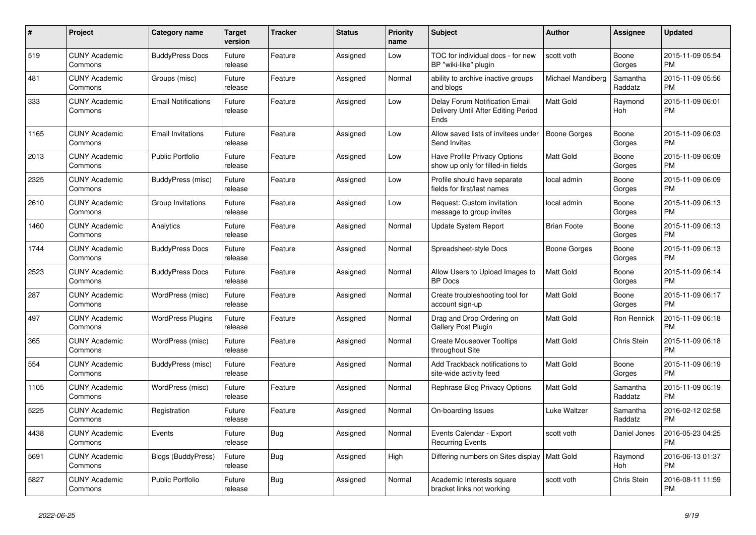| # | Project | Category name | Target version | Tracker | Status | Priority name | Subject | Author | Assignee | Updated |
|---|---|---|---|---|---|---|---|---|---|---|
| 519 | CUNY Academic Commons | BuddyPress Docs | Future release | Feature | Assigned | Low | TOC for individual docs - for new BP "wiki-like" plugin | scott voth | Boone Gorges | 2015-11-09 05:54 PM |
| 481 | CUNY Academic Commons | Groups (misc) | Future release | Feature | Assigned | Normal | ability to archive inactive groups and blogs | Michael Mandiberg | Samantha Raddatz | 2015-11-09 05:56 PM |
| 333 | CUNY Academic Commons | Email Notifications | Future release | Feature | Assigned | Low | Delay Forum Notification Email Delivery Until After Editing Period Ends | Matt Gold | Raymond Hoh | 2015-11-09 06:01 PM |
| 1165 | CUNY Academic Commons | Email Invitations | Future release | Feature | Assigned | Low | Allow saved lists of invitees under Send Invites | Boone Gorges | Boone Gorges | 2015-11-09 06:03 PM |
| 2013 | CUNY Academic Commons | Public Portfolio | Future release | Feature | Assigned | Low | Have Profile Privacy Options show up only for filled-in fields | Matt Gold | Boone Gorges | 2015-11-09 06:09 PM |
| 2325 | CUNY Academic Commons | BuddyPress (misc) | Future release | Feature | Assigned | Low | Profile should have separate fields for first/last names | local admin | Boone Gorges | 2015-11-09 06:09 PM |
| 2610 | CUNY Academic Commons | Group Invitations | Future release | Feature | Assigned | Low | Request: Custom invitation message to group invites | local admin | Boone Gorges | 2015-11-09 06:13 PM |
| 1460 | CUNY Academic Commons | Analytics | Future release | Feature | Assigned | Normal | Update System Report | Brian Foote | Boone Gorges | 2015-11-09 06:13 PM |
| 1744 | CUNY Academic Commons | BuddyPress Docs | Future release | Feature | Assigned | Normal | Spreadsheet-style Docs | Boone Gorges | Boone Gorges | 2015-11-09 06:13 PM |
| 2523 | CUNY Academic Commons | BuddyPress Docs | Future release | Feature | Assigned | Normal | Allow Users to Upload Images to BP Docs | Matt Gold | Boone Gorges | 2015-11-09 06:14 PM |
| 287 | CUNY Academic Commons | WordPress (misc) | Future release | Feature | Assigned | Normal | Create troubleshooting tool for account sign-up | Matt Gold | Boone Gorges | 2015-11-09 06:17 PM |
| 497 | CUNY Academic Commons | WordPress Plugins | Future release | Feature | Assigned | Normal | Drag and Drop Ordering on Gallery Post Plugin | Matt Gold | Ron Rennick | 2015-11-09 06:18 PM |
| 365 | CUNY Academic Commons | WordPress (misc) | Future release | Feature | Assigned | Normal | Create Mouseover Tooltips throughout Site | Matt Gold | Chris Stein | 2015-11-09 06:18 PM |
| 554 | CUNY Academic Commons | BuddyPress (misc) | Future release | Feature | Assigned | Normal | Add Trackback notifications to site-wide activity feed | Matt Gold | Boone Gorges | 2015-11-09 06:19 PM |
| 1105 | CUNY Academic Commons | WordPress (misc) | Future release | Feature | Assigned | Normal | Rephrase Blog Privacy Options | Matt Gold | Samantha Raddatz | 2015-11-09 06:19 PM |
| 5225 | CUNY Academic Commons | Registration | Future release | Feature | Assigned | Normal | On-boarding Issues | Luke Waltzer | Samantha Raddatz | 2016-02-12 02:58 PM |
| 4438 | CUNY Academic Commons | Events | Future release | Bug | Assigned | Normal | Events Calendar - Export Recurring Events | scott voth | Daniel Jones | 2016-05-23 04:25 PM |
| 5691 | CUNY Academic Commons | Blogs (BuddyPress) | Future release | Bug | Assigned | High | Differing numbers on Sites display | Matt Gold | Raymond Hoh | 2016-06-13 01:37 PM |
| 5827 | CUNY Academic Commons | Public Portfolio | Future release | Bug | Assigned | Normal | Academic Interests square bracket links not working | scott voth | Chris Stein | 2016-08-11 11:59 PM |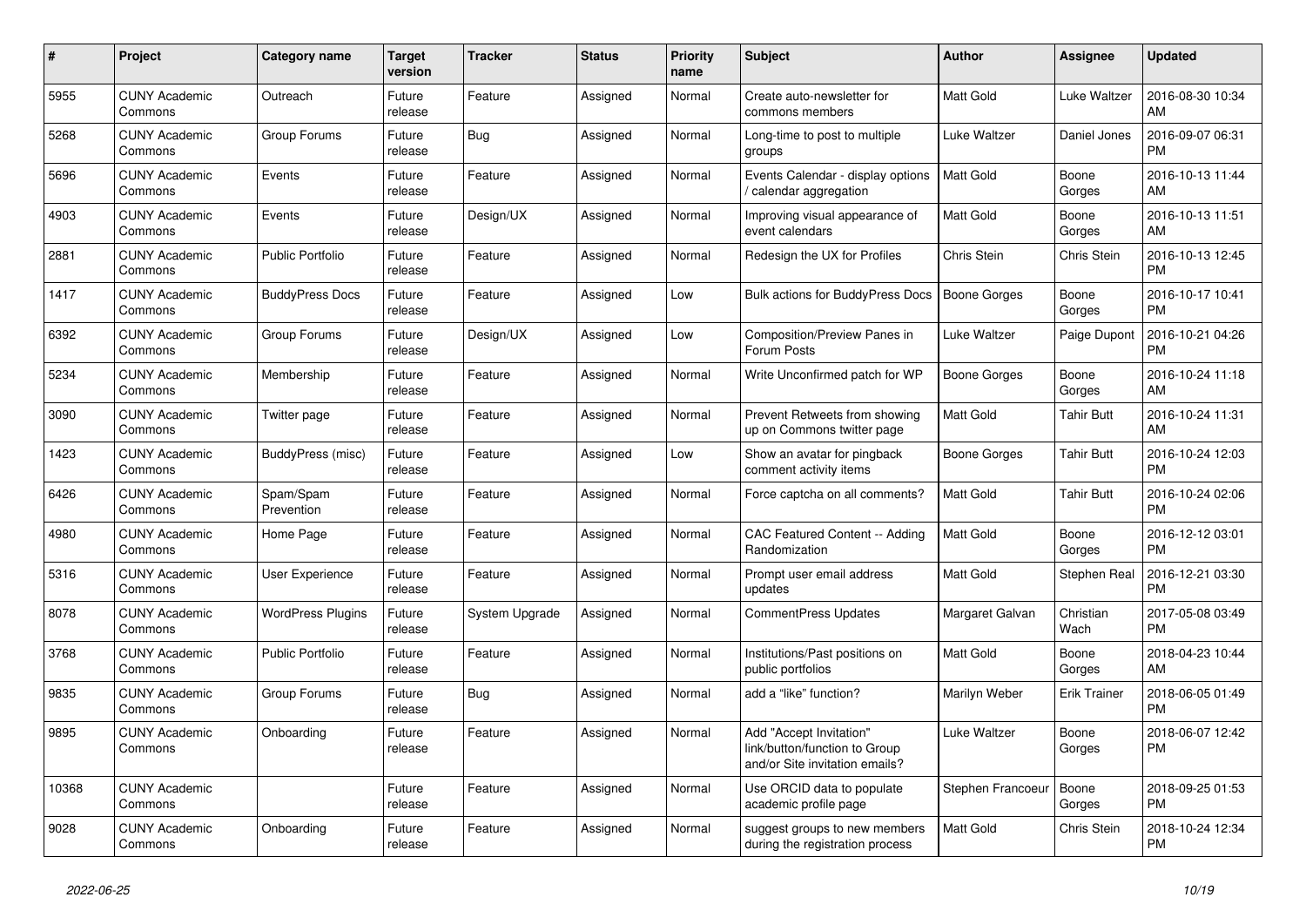| # | Project | Category name | Target version | Tracker | Status | Priority name | Subject | Author | Assignee | Updated |
|---|---|---|---|---|---|---|---|---|---|---|
| 5955 | CUNY Academic Commons | Outreach | Future release | Feature | Assigned | Normal | Create auto-newsletter for commons members | Matt Gold | Luke Waltzer | 2016-08-30 10:34 AM |
| 5268 | CUNY Academic Commons | Group Forums | Future release | Bug | Assigned | Normal | Long-time to post to multiple groups | Luke Waltzer | Daniel Jones | 2016-09-07 06:31 PM |
| 5696 | CUNY Academic Commons | Events | Future release | Feature | Assigned | Normal | Events Calendar - display options / calendar aggregation | Matt Gold | Boone Gorges | 2016-10-13 11:44 AM |
| 4903 | CUNY Academic Commons | Events | Future release | Design/UX | Assigned | Normal | Improving visual appearance of event calendars | Matt Gold | Boone Gorges | 2016-10-13 11:51 AM |
| 2881 | CUNY Academic Commons | Public Portfolio | Future release | Feature | Assigned | Normal | Redesign the UX for Profiles | Chris Stein | Chris Stein | 2016-10-13 12:45 PM |
| 1417 | CUNY Academic Commons | BuddyPress Docs | Future release | Feature | Assigned | Low | Bulk actions for BuddyPress Docs | Boone Gorges | Boone Gorges | 2016-10-17 10:41 PM |
| 6392 | CUNY Academic Commons | Group Forums | Future release | Design/UX | Assigned | Low | Composition/Preview Panes in Forum Posts | Luke Waltzer | Paige Dupont | 2016-10-21 04:26 PM |
| 5234 | CUNY Academic Commons | Membership | Future release | Feature | Assigned | Normal | Write Unconfirmed patch for WP | Boone Gorges | Boone Gorges | 2016-10-24 11:18 AM |
| 3090 | CUNY Academic Commons | Twitter page | Future release | Feature | Assigned | Normal | Prevent Retweets from showing up on Commons twitter page | Matt Gold | Tahir Butt | 2016-10-24 11:31 AM |
| 1423 | CUNY Academic Commons | BuddyPress (misc) | Future release | Feature | Assigned | Low | Show an avatar for pingback comment activity items | Boone Gorges | Tahir Butt | 2016-10-24 12:03 PM |
| 6426 | CUNY Academic Commons | Spam/Spam Prevention | Future release | Feature | Assigned | Normal | Force captcha on all comments? | Matt Gold | Tahir Butt | 2016-10-24 02:06 PM |
| 4980 | CUNY Academic Commons | Home Page | Future release | Feature | Assigned | Normal | CAC Featured Content -- Adding Randomization | Matt Gold | Boone Gorges | 2016-12-12 03:01 PM |
| 5316 | CUNY Academic Commons | User Experience | Future release | Feature | Assigned | Normal | Prompt user email address updates | Matt Gold | Stephen Real | 2016-12-21 03:30 PM |
| 8078 | CUNY Academic Commons | WordPress Plugins | Future release | System Upgrade | Assigned | Normal | CommentPress Updates | Margaret Galvan | Christian Wach | 2017-05-08 03:49 PM |
| 3768 | CUNY Academic Commons | Public Portfolio | Future release | Feature | Assigned | Normal | Institutions/Past positions on public portfolios | Matt Gold | Boone Gorges | 2018-04-23 10:44 AM |
| 9835 | CUNY Academic Commons | Group Forums | Future release | Bug | Assigned | Normal | add a "like" function? | Marilyn Weber | Erik Trainer | 2018-06-05 01:49 PM |
| 9895 | CUNY Academic Commons | Onboarding | Future release | Feature | Assigned | Normal | Add "Accept Invitation" link/button/function to Group and/or Site invitation emails? | Luke Waltzer | Boone Gorges | 2018-06-07 12:42 PM |
| 10368 | CUNY Academic Commons | | Future release | Feature | Assigned | Normal | Use ORCID data to populate academic profile page | Stephen Francoeur | Boone Gorges | 2018-09-25 01:53 PM |
| 9028 | CUNY Academic Commons | Onboarding | Future release | Feature | Assigned | Normal | suggest groups to new members during the registration process | Matt Gold | Chris Stein | 2018-10-24 12:34 PM |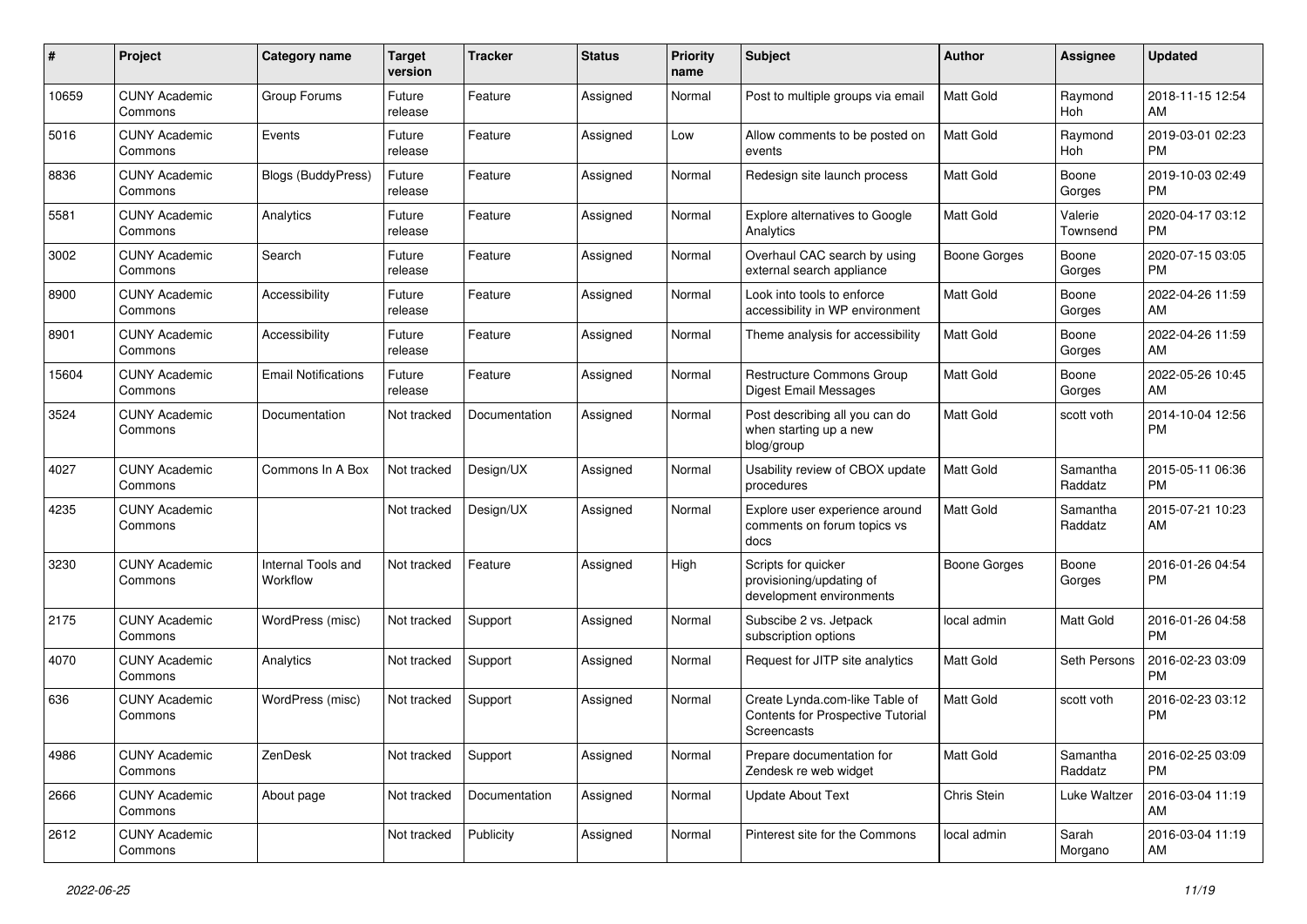| # | Project | Category name | Target version | Tracker | Status | Priority name | Subject | Author | Assignee | Updated |
|---|---|---|---|---|---|---|---|---|---|---|
| 10659 | CUNY Academic Commons | Group Forums | Future release | Feature | Assigned | Normal | Post to multiple groups via email | Matt Gold | Raymond Hoh | 2018-11-15 12:54 AM |
| 5016 | CUNY Academic Commons | Events | Future release | Feature | Assigned | Low | Allow comments to be posted on events | Matt Gold | Raymond Hoh | 2019-03-01 02:23 PM |
| 8836 | CUNY Academic Commons | Blogs (BuddyPress) | Future release | Feature | Assigned | Normal | Redesign site launch process | Matt Gold | Boone Gorges | 2019-10-03 02:49 PM |
| 5581 | CUNY Academic Commons | Analytics | Future release | Feature | Assigned | Normal | Explore alternatives to Google Analytics | Matt Gold | Valerie Townsend | 2020-04-17 03:12 PM |
| 3002 | CUNY Academic Commons | Search | Future release | Feature | Assigned | Normal | Overhaul CAC search by using external search appliance | Boone Gorges | Boone Gorges | 2020-07-15 03:05 PM |
| 8900 | CUNY Academic Commons | Accessibility | Future release | Feature | Assigned | Normal | Look into tools to enforce accessibility in WP environment | Matt Gold | Boone Gorges | 2022-04-26 11:59 AM |
| 8901 | CUNY Academic Commons | Accessibility | Future release | Feature | Assigned | Normal | Theme analysis for accessibility | Matt Gold | Boone Gorges | 2022-04-26 11:59 AM |
| 15604 | CUNY Academic Commons | Email Notifications | Future release | Feature | Assigned | Normal | Restructure Commons Group Digest Email Messages | Matt Gold | Boone Gorges | 2022-05-26 10:45 AM |
| 3524 | CUNY Academic Commons | Documentation | Not tracked | Documentation | Assigned | Normal | Post describing all you can do when starting up a new blog/group | Matt Gold | scott voth | 2014-10-04 12:56 PM |
| 4027 | CUNY Academic Commons | Commons In A Box | Not tracked | Design/UX | Assigned | Normal | Usability review of CBOX update procedures | Matt Gold | Samantha Raddatz | 2015-05-11 06:36 PM |
| 4235 | CUNY Academic Commons | | Not tracked | Design/UX | Assigned | Normal | Explore user experience around comments on forum topics vs docs | Matt Gold | Samantha Raddatz | 2015-07-21 10:23 AM |
| 3230 | CUNY Academic Commons | Internal Tools and Workflow | Not tracked | Feature | Assigned | High | Scripts for quicker provisioning/updating of development environments | Boone Gorges | Boone Gorges | 2016-01-26 04:54 PM |
| 2175 | CUNY Academic Commons | WordPress (misc) | Not tracked | Support | Assigned | Normal | Subscibe 2 vs. Jetpack subscription options | local admin | Matt Gold | 2016-01-26 04:58 PM |
| 4070 | CUNY Academic Commons | Analytics | Not tracked | Support | Assigned | Normal | Request for JITP site analytics | Matt Gold | Seth Persons | 2016-02-23 03:09 PM |
| 636 | CUNY Academic Commons | WordPress (misc) | Not tracked | Support | Assigned | Normal | Create Lynda.com-like Table of Contents for Prospective Tutorial Screencasts | Matt Gold | scott voth | 2016-02-23 03:12 PM |
| 4986 | CUNY Academic Commons | ZenDesk | Not tracked | Support | Assigned | Normal | Prepare documentation for Zendesk re web widget | Matt Gold | Samantha Raddatz | 2016-02-25 03:09 PM |
| 2666 | CUNY Academic Commons | About page | Not tracked | Documentation | Assigned | Normal | Update About Text | Chris Stein | Luke Waltzer | 2016-03-04 11:19 AM |
| 2612 | CUNY Academic Commons | | Not tracked | Publicity | Assigned | Normal | Pinterest site for the Commons | local admin | Sarah Morgano | 2016-03-04 11:19 AM |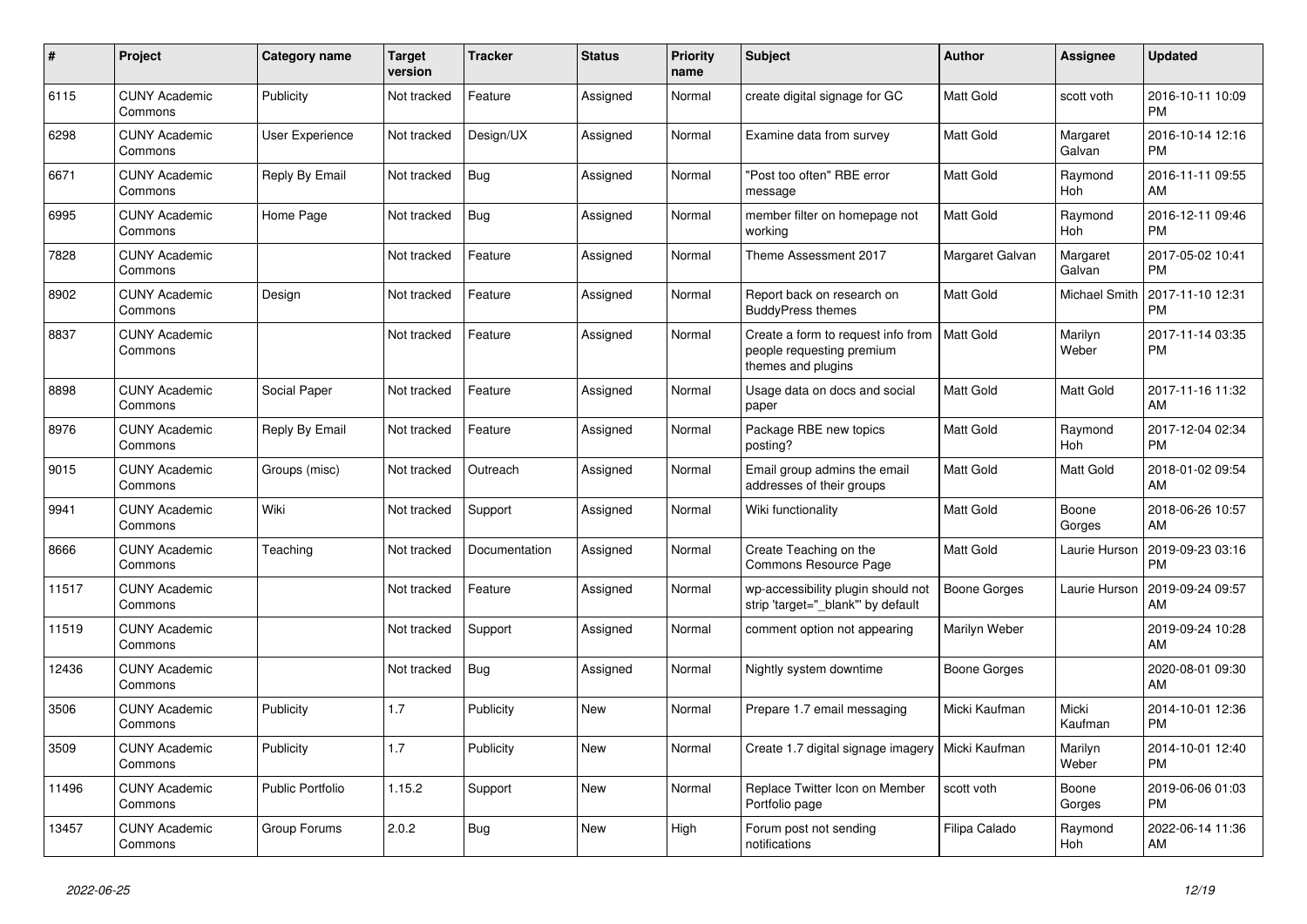| # | Project | Category name | Target version | Tracker | Status | Priority name | Subject | Author | Assignee | Updated |
|---|---|---|---|---|---|---|---|---|---|---|
| 6115 | CUNY Academic Commons | Publicity | Not tracked | Feature | Assigned | Normal | create digital signage for GC | Matt Gold | scott voth | 2016-10-11 10:09 PM |
| 6298 | CUNY Academic Commons | User Experience | Not tracked | Design/UX | Assigned | Normal | Examine data from survey | Matt Gold | Margaret Galvan | 2016-10-14 12:16 PM |
| 6671 | CUNY Academic Commons | Reply By Email | Not tracked | Bug | Assigned | Normal | "Post too often" RBE error message | Matt Gold | Raymond Hoh | 2016-11-11 09:55 AM |
| 6995 | CUNY Academic Commons | Home Page | Not tracked | Bug | Assigned | Normal | member filter on homepage not working | Matt Gold | Raymond Hoh | 2016-12-11 09:46 PM |
| 7828 | CUNY Academic Commons | | Not tracked | Feature | Assigned | Normal | Theme Assessment 2017 | Margaret Galvan | Margaret Galvan | 2017-05-02 10:41 PM |
| 8902 | CUNY Academic Commons | Design | Not tracked | Feature | Assigned | Normal | Report back on research on BuddyPress themes | Matt Gold | Michael Smith | 2017-11-10 12:31 PM |
| 8837 | CUNY Academic Commons | | Not tracked | Feature | Assigned | Normal | Create a form to request info from people requesting premium themes and plugins | Matt Gold | Marilyn Weber | 2017-11-14 03:35 PM |
| 8898 | CUNY Academic Commons | Social Paper | Not tracked | Feature | Assigned | Normal | Usage data on docs and social paper | Matt Gold | Matt Gold | 2017-11-16 11:32 AM |
| 8976 | CUNY Academic Commons | Reply By Email | Not tracked | Feature | Assigned | Normal | Package RBE new topics posting? | Matt Gold | Raymond Hoh | 2017-12-04 02:34 PM |
| 9015 | CUNY Academic Commons | Groups (misc) | Not tracked | Outreach | Assigned | Normal | Email group admins the email addresses of their groups | Matt Gold | Matt Gold | 2018-01-02 09:54 AM |
| 9941 | CUNY Academic Commons | Wiki | Not tracked | Support | Assigned | Normal | Wiki functionality | Matt Gold | Boone Gorges | 2018-06-26 10:57 AM |
| 8666 | CUNY Academic Commons | Teaching | Not tracked | Documentation | Assigned | Normal | Create Teaching on the Commons Resource Page | Matt Gold | Laurie Hurson | 2019-09-23 03:16 PM |
| 11517 | CUNY Academic Commons | | Not tracked | Feature | Assigned | Normal | wp-accessibility plugin should not strip 'target="_blank"' by default | Boone Gorges | Laurie Hurson | 2019-09-24 09:57 AM |
| 11519 | CUNY Academic Commons | | Not tracked | Support | Assigned | Normal | comment option not appearing | Marilyn Weber | | 2019-09-24 10:28 AM |
| 12436 | CUNY Academic Commons | | Not tracked | Bug | Assigned | Normal | Nightly system downtime | Boone Gorges | | 2020-08-01 09:30 AM |
| 3506 | CUNY Academic Commons | Publicity | 1.7 | Publicity | New | Normal | Prepare 1.7 email messaging | Micki Kaufman | Micki Kaufman | 2014-10-01 12:36 PM |
| 3509 | CUNY Academic Commons | Publicity | 1.7 | Publicity | New | Normal | Create 1.7 digital signage imagery | Micki Kaufman | Marilyn Weber | 2014-10-01 12:40 PM |
| 11496 | CUNY Academic Commons | Public Portfolio | 1.15.2 | Support | New | Normal | Replace Twitter Icon on Member Portfolio page | scott voth | Boone Gorges | 2019-06-06 01:03 PM |
| 13457 | CUNY Academic Commons | Group Forums | 2.0.2 | Bug | New | High | Forum post not sending notifications | Filipa Calado | Raymond Hoh | 2022-06-14 11:36 AM |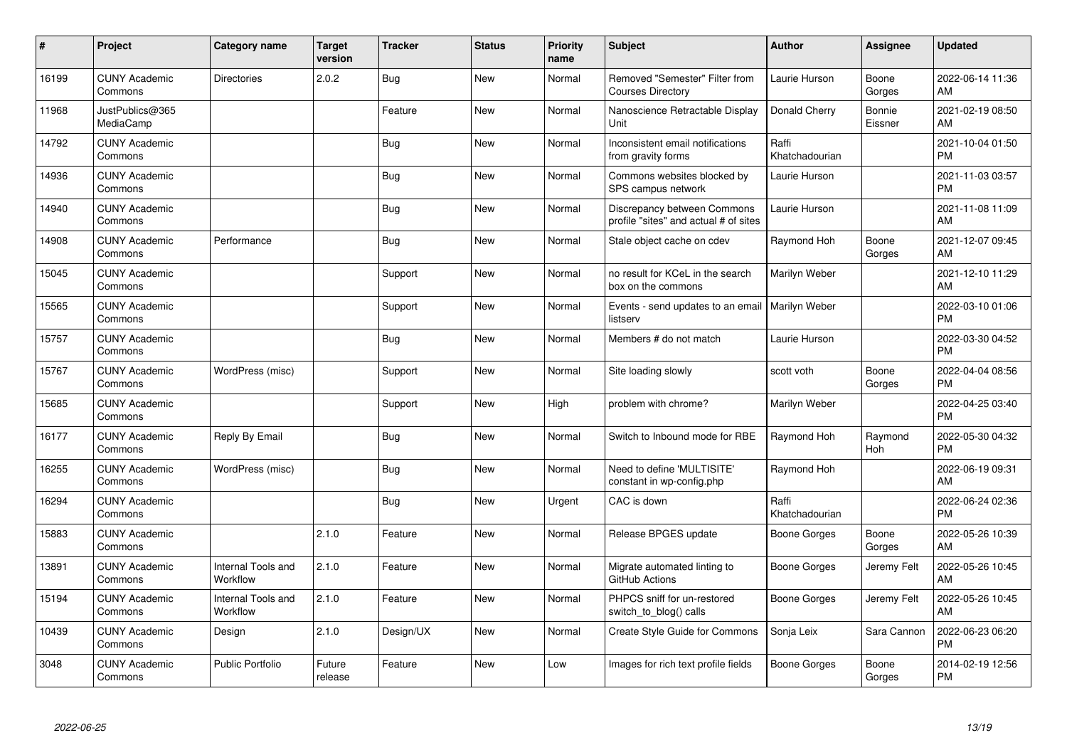| # | Project | Category name | Target version | Tracker | Status | Priority name | Subject | Author | Assignee | Updated |
|---|---|---|---|---|---|---|---|---|---|---|
| 16199 | CUNY Academic Commons | Directories | 2.0.2 | Bug | New | Normal | Removed "Semester" Filter from Courses Directory | Laurie Hurson | Boone Gorges | 2022-06-14 11:36 AM |
| 11968 | JustPublics@365 MediaCamp | | | Feature | New | Normal | Nanoscience Retractable Display Unit | Donald Cherry | Bonnie Eissner | 2021-02-19 08:50 AM |
| 14792 | CUNY Academic Commons | | | Bug | New | Normal | Inconsistent email notifications from gravity forms | Raffi Khatchadourian | | 2021-10-04 01:50 PM |
| 14936 | CUNY Academic Commons | | | Bug | New | Normal | Commons websites blocked by SPS campus network | Laurie Hurson | | 2021-11-03 03:57 PM |
| 14940 | CUNY Academic Commons | | | Bug | New | Normal | Discrepancy between Commons profile "sites" and actual # of sites | Laurie Hurson | | 2021-11-08 11:09 AM |
| 14908 | CUNY Academic Commons | Performance | | Bug | New | Normal | Stale object cache on cdev | Raymond Hoh | Boone Gorges | 2021-12-07 09:45 AM |
| 15045 | CUNY Academic Commons | | | Support | New | Normal | no result for KCeL in the search box on the commons | Marilyn Weber | | 2021-12-10 11:29 AM |
| 15565 | CUNY Academic Commons | | | Support | New | Normal | Events - send updates to an email listserv | Marilyn Weber | | 2022-03-10 01:06 PM |
| 15757 | CUNY Academic Commons | | | Bug | New | Normal | Members # do not match | Laurie Hurson | | 2022-03-30 04:52 PM |
| 15767 | CUNY Academic Commons | WordPress (misc) | | Support | New | Normal | Site loading slowly | scott voth | Boone Gorges | 2022-04-04 08:56 PM |
| 15685 | CUNY Academic Commons | | | Support | New | High | problem with chrome? | Marilyn Weber | | 2022-04-25 03:40 PM |
| 16177 | CUNY Academic Commons | Reply By Email | | Bug | New | Normal | Switch to Inbound mode for RBE | Raymond Hoh | Raymond Hoh | 2022-05-30 04:32 PM |
| 16255 | CUNY Academic Commons | WordPress (misc) | | Bug | New | Normal | Need to define 'MULTISITE' constant in wp-config.php | Raymond Hoh | | 2022-06-19 09:31 AM |
| 16294 | CUNY Academic Commons | | | Bug | New | Urgent | CAC is down | Raffi Khatchadourian | | 2022-06-24 02:36 PM |
| 15883 | CUNY Academic Commons | | 2.1.0 | Feature | New | Normal | Release BPGES update | Boone Gorges | Boone Gorges | 2022-05-26 10:39 AM |
| 13891 | CUNY Academic Commons | Internal Tools and Workflow | 2.1.0 | Feature | New | Normal | Migrate automated linting to GitHub Actions | Boone Gorges | Jeremy Felt | 2022-05-26 10:45 AM |
| 15194 | CUNY Academic Commons | Internal Tools and Workflow | 2.1.0 | Feature | New | Normal | PHPCS sniff for un-restored switch_to_blog() calls | Boone Gorges | Jeremy Felt | 2022-05-26 10:45 AM |
| 10439 | CUNY Academic Commons | Design | 2.1.0 | Design/UX | New | Normal | Create Style Guide for Commons | Sonja Leix | Sara Cannon | 2022-06-23 06:20 PM |
| 3048 | CUNY Academic Commons | Public Portfolio | Future release | Feature | New | Low | Images for rich text profile fields | Boone Gorges | Boone Gorges | 2014-02-19 12:56 PM |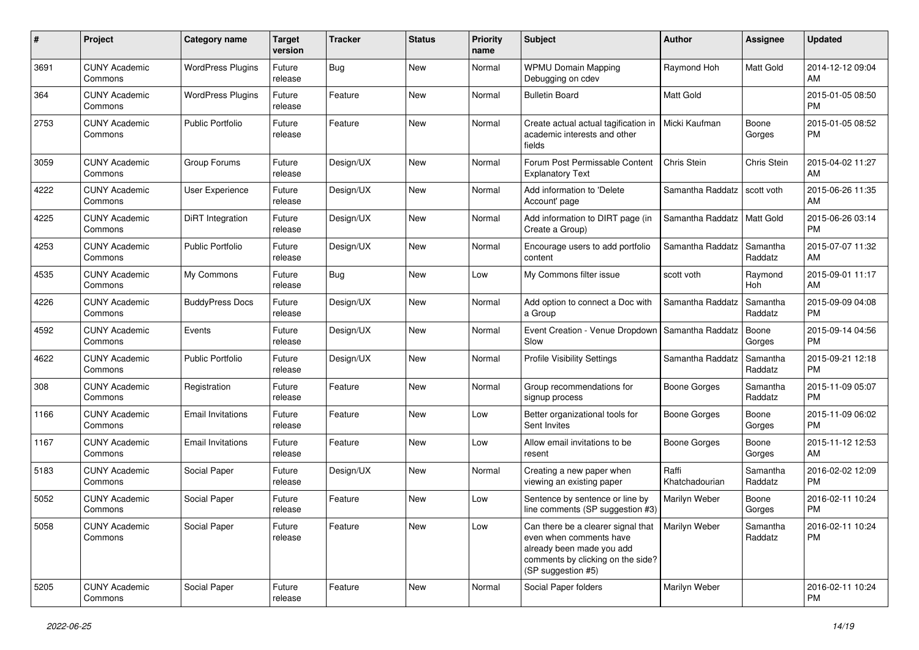| # | Project | Category name | Target version | Tracker | Status | Priority name | Subject | Author | Assignee | Updated |
|---|---|---|---|---|---|---|---|---|---|---|
| 3691 | CUNY Academic Commons | WordPress Plugins | Future release | Bug | New | Normal | WPMU Domain Mapping Debugging on cdev | Raymond Hoh | Matt Gold | 2014-12-12 09:04 AM |
| 364 | CUNY Academic Commons | WordPress Plugins | Future release | Feature | New | Normal | Bulletin Board | Matt Gold | | 2015-01-05 08:50 PM |
| 2753 | CUNY Academic Commons | Public Portfolio | Future release | Feature | New | Normal | Create actual actual tagification in academic interests and other fields | Micki Kaufman | Boone Gorges | 2015-01-05 08:52 PM |
| 3059 | CUNY Academic Commons | Group Forums | Future release | Design/UX | New | Normal | Forum Post Permissable Content Explanatory Text | Chris Stein | Chris Stein | 2015-04-02 11:27 AM |
| 4222 | CUNY Academic Commons | User Experience | Future release | Design/UX | New | Normal | Add information to 'Delete Account' page | Samantha Raddatz | scott voth | 2015-06-26 11:35 AM |
| 4225 | CUNY Academic Commons | DiRT Integration | Future release | Design/UX | New | Normal | Add information to DIRT page (in Create a Group) | Samantha Raddatz | Matt Gold | 2015-06-26 03:14 PM |
| 4253 | CUNY Academic Commons | Public Portfolio | Future release | Design/UX | New | Normal | Encourage users to add portfolio content | Samantha Raddatz | Samantha Raddatz | 2015-07-07 11:32 AM |
| 4535 | CUNY Academic Commons | My Commons | Future release | Bug | New | Low | My Commons filter issue | scott voth | Raymond Hoh | 2015-09-01 11:17 AM |
| 4226 | CUNY Academic Commons | BuddyPress Docs | Future release | Design/UX | New | Normal | Add option to connect a Doc with a Group | Samantha Raddatz | Samantha Raddatz | 2015-09-09 04:08 PM |
| 4592 | CUNY Academic Commons | Events | Future release | Design/UX | New | Normal | Event Creation - Venue Dropdown Slow | Samantha Raddatz | Boone Gorges | 2015-09-14 04:56 PM |
| 4622 | CUNY Academic Commons | Public Portfolio | Future release | Design/UX | New | Normal | Profile Visibility Settings | Samantha Raddatz | Samantha Raddatz | 2015-09-21 12:18 PM |
| 308 | CUNY Academic Commons | Registration | Future release | Feature | New | Normal | Group recommendations for signup process | Boone Gorges | Samantha Raddatz | 2015-11-09 05:07 PM |
| 1166 | CUNY Academic Commons | Email Invitations | Future release | Feature | New | Low | Better organizational tools for Sent Invites | Boone Gorges | Boone Gorges | 2015-11-09 06:02 PM |
| 1167 | CUNY Academic Commons | Email Invitations | Future release | Feature | New | Low | Allow email invitations to be resent | Boone Gorges | Boone Gorges | 2015-11-12 12:53 AM |
| 5183 | CUNY Academic Commons | Social Paper | Future release | Design/UX | New | Normal | Creating a new paper when viewing an existing paper | Raffi Khatchadourian | Samantha Raddatz | 2016-02-02 12:09 PM |
| 5052 | CUNY Academic Commons | Social Paper | Future release | Feature | New | Low | Sentence by sentence or line by line comments (SP suggestion #3) | Marilyn Weber | Boone Gorges | 2016-02-11 10:24 PM |
| 5058 | CUNY Academic Commons | Social Paper | Future release | Feature | New | Low | Can there be a clearer signal that even when comments have already been made you add comments by clicking on the side? (SP suggestion #5) | Marilyn Weber | Samantha Raddatz | 2016-02-11 10:24 PM |
| 5205 | CUNY Academic Commons | Social Paper | Future release | Feature | New | Normal | Social Paper folders | Marilyn Weber | | 2016-02-11 10:24 PM |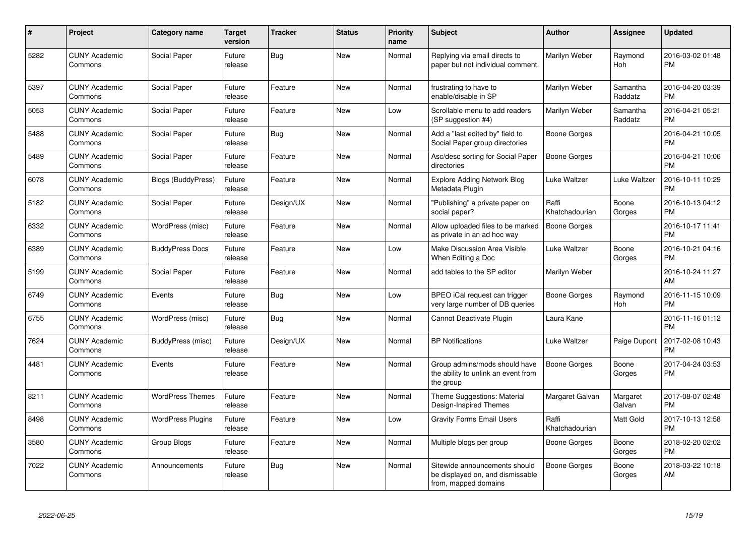| # | Project | Category name | Target version | Tracker | Status | Priority name | Subject | Author | Assignee | Updated |
|---|---|---|---|---|---|---|---|---|---|---|
| 5282 | CUNY Academic Commons | Social Paper | Future release | Bug | New | Normal | Replying via email directs to paper but not individual comment. | Marilyn Weber | Raymond Hoh | 2016-03-02 01:48 PM |
| 5397 | CUNY Academic Commons | Social Paper | Future release | Feature | New | Normal | frustrating to have to enable/disable in SP | Marilyn Weber | Samantha Raddatz | 2016-04-20 03:39 PM |
| 5053 | CUNY Academic Commons | Social Paper | Future release | Feature | New | Low | Scrollable menu to add readers (SP suggestion #4) | Marilyn Weber | Samantha Raddatz | 2016-04-21 05:21 PM |
| 5488 | CUNY Academic Commons | Social Paper | Future release | Bug | New | Normal | Add a "last edited by" field to Social Paper group directories | Boone Gorges | | 2016-04-21 10:05 PM |
| 5489 | CUNY Academic Commons | Social Paper | Future release | Feature | New | Normal | Asc/desc sorting for Social Paper directories | Boone Gorges | | 2016-04-21 10:06 PM |
| 6078 | CUNY Academic Commons | Blogs (BuddyPress) | Future release | Feature | New | Normal | Explore Adding Network Blog Metadata Plugin | Luke Waltzer | Luke Waltzer | 2016-10-11 10:29 PM |
| 5182 | CUNY Academic Commons | Social Paper | Future release | Design/UX | New | Normal | "Publishing" a private paper on social paper? | Raffi Khatchadourian | Boone Gorges | 2016-10-13 04:12 PM |
| 6332 | CUNY Academic Commons | WordPress (misc) | Future release | Feature | New | Normal | Allow uploaded files to be marked as private in an ad hoc way | Boone Gorges | | 2016-10-17 11:41 PM |
| 6389 | CUNY Academic Commons | BuddyPress Docs | Future release | Feature | New | Low | Make Discussion Area Visible When Editing a Doc | Luke Waltzer | Boone Gorges | 2016-10-21 04:16 PM |
| 5199 | CUNY Academic Commons | Social Paper | Future release | Feature | New | Normal | add tables to the SP editor | Marilyn Weber | | 2016-10-24 11:27 AM |
| 6749 | CUNY Academic Commons | Events | Future release | Bug | New | Low | BPEO iCal request can trigger very large number of DB queries | Boone Gorges | Raymond Hoh | 2016-11-15 10:09 PM |
| 6755 | CUNY Academic Commons | WordPress (misc) | Future release | Bug | New | Normal | Cannot Deactivate Plugin | Laura Kane | | 2016-11-16 01:12 PM |
| 7624 | CUNY Academic Commons | BuddyPress (misc) | Future release | Design/UX | New | Normal | BP Notifications | Luke Waltzer | Paige Dupont | 2017-02-08 10:43 PM |
| 4481 | CUNY Academic Commons | Events | Future release | Feature | New | Normal | Group admins/mods should have the ability to unlink an event from the group | Boone Gorges | Boone Gorges | 2017-04-24 03:53 PM |
| 8211 | CUNY Academic Commons | WordPress Themes | Future release | Feature | New | Normal | Theme Suggestions: Material Design-Inspired Themes | Margaret Galvan | Margaret Galvan | 2017-08-07 02:48 PM |
| 8498 | CUNY Academic Commons | WordPress Plugins | Future release | Feature | New | Low | Gravity Forms Email Users | Raffi Khatchadourian | Matt Gold | 2017-10-13 12:58 PM |
| 3580 | CUNY Academic Commons | Group Blogs | Future release | Feature | New | Normal | Multiple blogs per group | Boone Gorges | Boone Gorges | 2018-02-20 02:02 PM |
| 7022 | CUNY Academic Commons | Announcements | Future release | Bug | New | Normal | Sitewide announcements should be displayed on, and dismissable from, mapped domains | Boone Gorges | Boone Gorges | 2018-03-22 10:18 AM |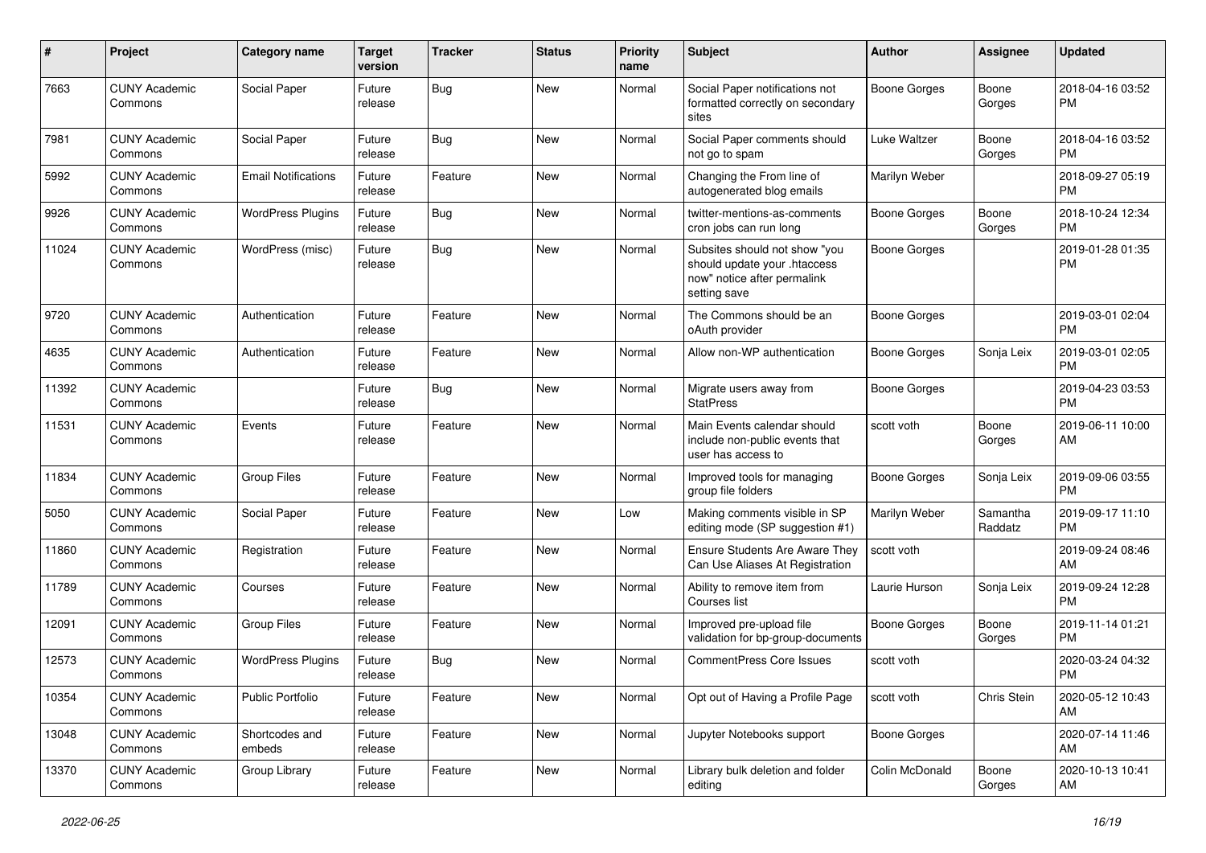| # | Project | Category name | Target version | Tracker | Status | Priority name | Subject | Author | Assignee | Updated |
|---|---|---|---|---|---|---|---|---|---|---|
| 7663 | CUNY Academic Commons | Social Paper | Future release | Bug | New | Normal | Social Paper notifications not formatted correctly on secondary sites | Boone Gorges | Boone Gorges | 2018-04-16 03:52 PM |
| 7981 | CUNY Academic Commons | Social Paper | Future release | Bug | New | Normal | Social Paper comments should not go to spam | Luke Waltzer | Boone Gorges | 2018-04-16 03:52 PM |
| 5992 | CUNY Academic Commons | Email Notifications | Future release | Feature | New | Normal | Changing the From line of autogenerated blog emails | Marilyn Weber | | 2018-09-27 05:19 PM |
| 9926 | CUNY Academic Commons | WordPress Plugins | Future release | Bug | New | Normal | twitter-mentions-as-comments cron jobs can run long | Boone Gorges | Boone Gorges | 2018-10-24 12:34 PM |
| 11024 | CUNY Academic Commons | WordPress (misc) | Future release | Bug | New | Normal | Subsites should not show "you should update your .htaccess now" notice after permalink setting save | Boone Gorges | | 2019-01-28 01:35 PM |
| 9720 | CUNY Academic Commons | Authentication | Future release | Feature | New | Normal | The Commons should be an oAuth provider | Boone Gorges | | 2019-03-01 02:04 PM |
| 4635 | CUNY Academic Commons | Authentication | Future release | Feature | New | Normal | Allow non-WP authentication | Boone Gorges | Sonja Leix | 2019-03-01 02:05 PM |
| 11392 | CUNY Academic Commons | | Future release | Bug | New | Normal | Migrate users away from StatPress | Boone Gorges | | 2019-04-23 03:53 PM |
| 11531 | CUNY Academic Commons | Events | Future release | Feature | New | Normal | Main Events calendar should include non-public events that user has access to | scott voth | Boone Gorges | 2019-06-11 10:00 AM |
| 11834 | CUNY Academic Commons | Group Files | Future release | Feature | New | Normal | Improved tools for managing group file folders | Boone Gorges | Sonja Leix | 2019-09-06 03:55 PM |
| 5050 | CUNY Academic Commons | Social Paper | Future release | Feature | New | Low | Making comments visible in SP editing mode (SP suggestion #1) | Marilyn Weber | Samantha Raddatz | 2019-09-17 11:10 PM |
| 11860 | CUNY Academic Commons | Registration | Future release | Feature | New | Normal | Ensure Students Are Aware They Can Use Aliases At Registration | scott voth | | 2019-09-24 08:46 AM |
| 11789 | CUNY Academic Commons | Courses | Future release | Feature | New | Normal | Ability to remove item from Courses list | Laurie Hurson | Sonja Leix | 2019-09-24 12:28 PM |
| 12091 | CUNY Academic Commons | Group Files | Future release | Feature | New | Normal | Improved pre-upload file validation for bp-group-documents | Boone Gorges | Boone Gorges | 2019-11-14 01:21 PM |
| 12573 | CUNY Academic Commons | WordPress Plugins | Future release | Bug | New | Normal | CommentPress Core Issues | scott voth | | 2020-03-24 04:32 PM |
| 10354 | CUNY Academic Commons | Public Portfolio | Future release | Feature | New | Normal | Opt out of Having a Profile Page | scott voth | Chris Stein | 2020-05-12 10:43 AM |
| 13048 | CUNY Academic Commons | Shortcodes and embeds | Future release | Feature | New | Normal | Jupyter Notebooks support | Boone Gorges | | 2020-07-14 11:46 AM |
| 13370 | CUNY Academic Commons | Group Library | Future release | Feature | New | Normal | Library bulk deletion and folder editing | Colin McDonald | Boone Gorges | 2020-10-13 10:41 AM |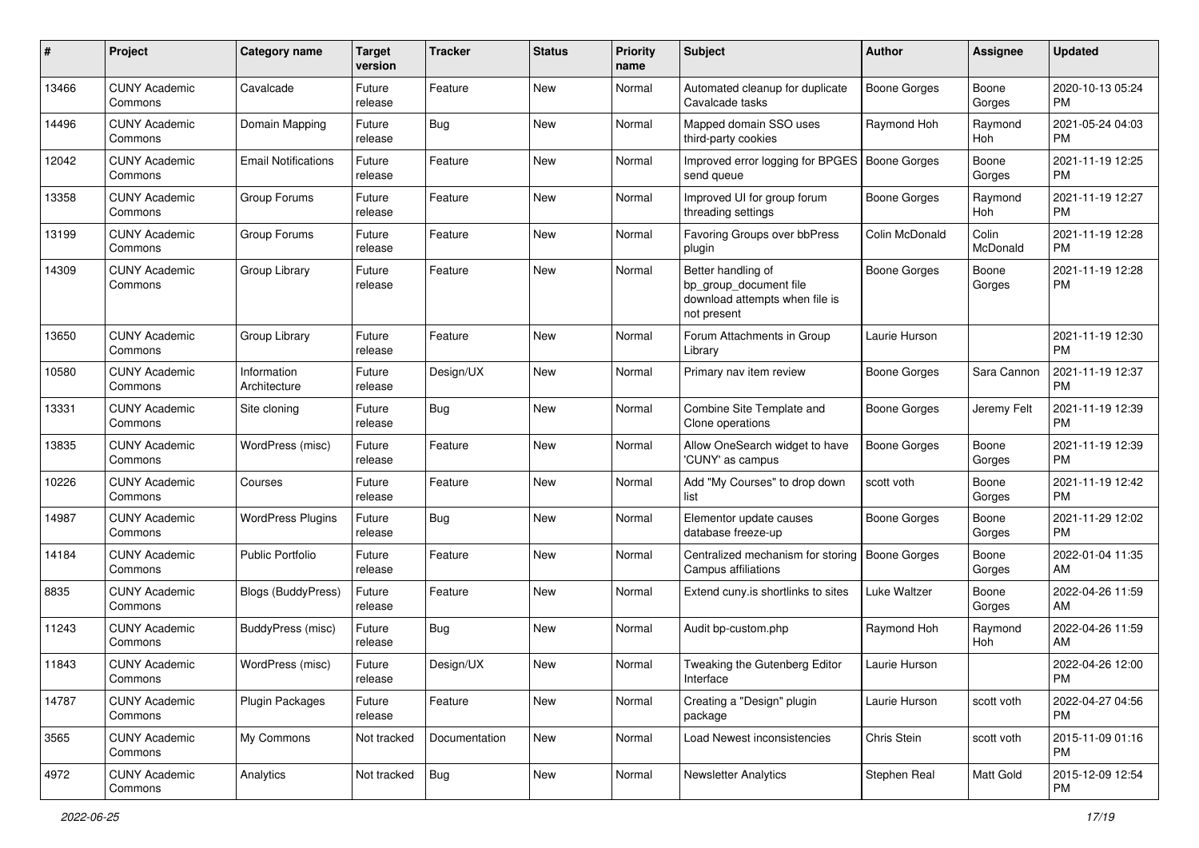| # | Project | Category name | Target version | Tracker | Status | Priority name | Subject | Author | Assignee | Updated |
|---|---|---|---|---|---|---|---|---|---|---|
| 13466 | CUNY Academic Commons | Cavalcade | Future release | Feature | New | Normal | Automated cleanup for duplicate Cavalcade tasks | Boone Gorges | Boone Gorges | 2020-10-13 05:24 PM |
| 14496 | CUNY Academic Commons | Domain Mapping | Future release | Bug | New | Normal | Mapped domain SSO uses third-party cookies | Raymond Hoh | Raymond Hoh | 2021-05-24 04:03 PM |
| 12042 | CUNY Academic Commons | Email Notifications | Future release | Feature | New | Normal | Improved error logging for BPGES send queue | Boone Gorges | Boone Gorges | 2021-11-19 12:25 PM |
| 13358 | CUNY Academic Commons | Group Forums | Future release | Feature | New | Normal | Improved UI for group forum threading settings | Boone Gorges | Raymond Hoh | 2021-11-19 12:27 PM |
| 13199 | CUNY Academic Commons | Group Forums | Future release | Feature | New | Normal | Favoring Groups over bbPress plugin | Colin McDonald | Colin McDonald | 2021-11-19 12:28 PM |
| 14309 | CUNY Academic Commons | Group Library | Future release | Feature | New | Normal | Better handling of bp_group_document file download attempts when file is not present | Boone Gorges | Boone Gorges | 2021-11-19 12:28 PM |
| 13650 | CUNY Academic Commons | Group Library | Future release | Feature | New | Normal | Forum Attachments in Group Library | Laurie Hurson | | 2021-11-19 12:30 PM |
| 10580 | CUNY Academic Commons | Information Architecture | Future release | Design/UX | New | Normal | Primary nav item review | Boone Gorges | Sara Cannon | 2021-11-19 12:37 PM |
| 13331 | CUNY Academic Commons | Site cloning | Future release | Bug | New | Normal | Combine Site Template and Clone operations | Boone Gorges | Jeremy Felt | 2021-11-19 12:39 PM |
| 13835 | CUNY Academic Commons | WordPress (misc) | Future release | Feature | New | Normal | Allow OneSearch widget to have 'CUNY' as campus | Boone Gorges | Boone Gorges | 2021-11-19 12:39 PM |
| 10226 | CUNY Academic Commons | Courses | Future release | Feature | New | Normal | Add "My Courses" to drop down list | scott voth | Boone Gorges | 2021-11-19 12:42 PM |
| 14987 | CUNY Academic Commons | WordPress Plugins | Future release | Bug | New | Normal | Elementor update causes database freeze-up | Boone Gorges | Boone Gorges | 2021-11-29 12:02 PM |
| 14184 | CUNY Academic Commons | Public Portfolio | Future release | Feature | New | Normal | Centralized mechanism for storing Campus affiliations | Boone Gorges | Boone Gorges | 2022-01-04 11:35 AM |
| 8835 | CUNY Academic Commons | Blogs (BuddyPress) | Future release | Feature | New | Normal | Extend cuny.is shortlinks to sites | Luke Waltzer | Boone Gorges | 2022-04-26 11:59 AM |
| 11243 | CUNY Academic Commons | BuddyPress (misc) | Future release | Bug | New | Normal | Audit bp-custom.php | Raymond Hoh | Raymond Hoh | 2022-04-26 11:59 AM |
| 11843 | CUNY Academic Commons | WordPress (misc) | Future release | Design/UX | New | Normal | Tweaking the Gutenberg Editor Interface | Laurie Hurson | | 2022-04-26 12:00 PM |
| 14787 | CUNY Academic Commons | Plugin Packages | Future release | Feature | New | Normal | Creating a "Design" plugin package | Laurie Hurson | scott voth | 2022-04-27 04:56 PM |
| 3565 | CUNY Academic Commons | My Commons | Not tracked | Documentation | New | Normal | Load Newest inconsistencies | Chris Stein | scott voth | 2015-11-09 01:16 PM |
| 4972 | CUNY Academic Commons | Analytics | Not tracked | Bug | New | Normal | Newsletter Analytics | Stephen Real | Matt Gold | 2015-12-09 12:54 PM |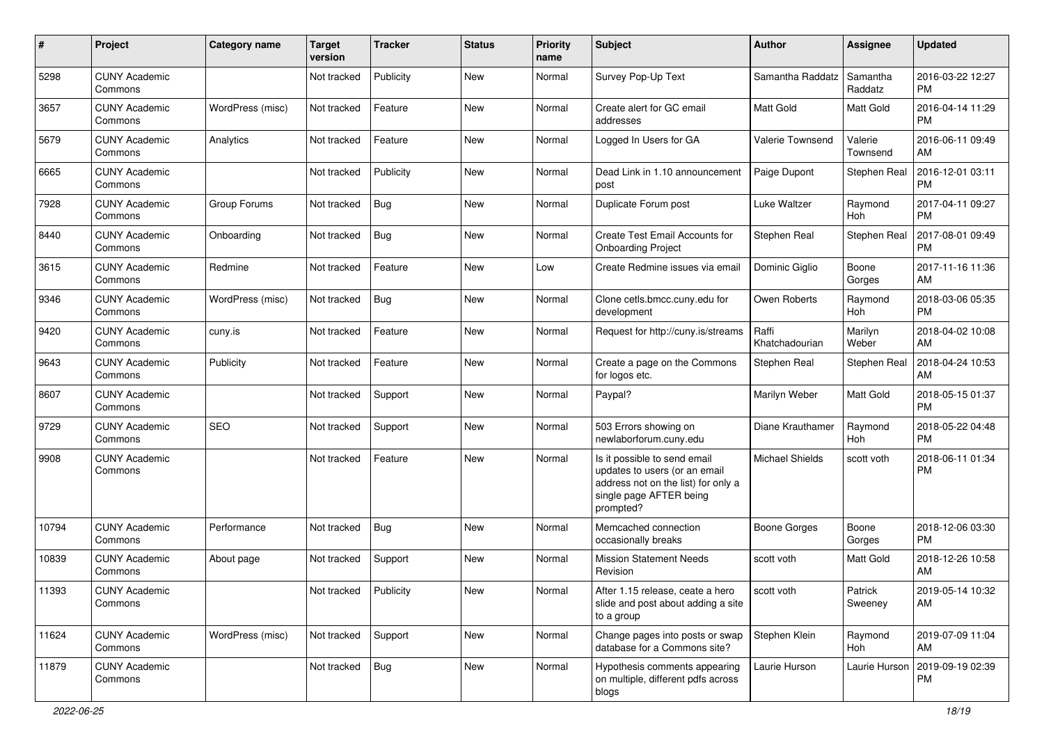| # | Project | Category name | Target version | Tracker | Status | Priority name | Subject | Author | Assignee | Updated |
|---|---|---|---|---|---|---|---|---|---|---|
| 5298 | CUNY Academic Commons | | Not tracked | Publicity | New | Normal | Survey Pop-Up Text | Samantha Raddatz | Samantha Raddatz | 2016-03-22 12:27 PM |
| 3657 | CUNY Academic Commons | WordPress (misc) | Not tracked | Feature | New | Normal | Create alert for GC email addresses | Matt Gold | Matt Gold | 2016-04-14 11:29 PM |
| 5679 | CUNY Academic Commons | Analytics | Not tracked | Feature | New | Normal | Logged In Users for GA | Valerie Townsend | Valerie Townsend | 2016-06-11 09:49 AM |
| 6665 | CUNY Academic Commons | | Not tracked | Publicity | New | Normal | Dead Link in 1.10 announcement post | Paige Dupont | Stephen Real | 2016-12-01 03:11 PM |
| 7928 | CUNY Academic Commons | Group Forums | Not tracked | Bug | New | Normal | Duplicate Forum post | Luke Waltzer | Raymond Hoh | 2017-04-11 09:27 PM |
| 8440 | CUNY Academic Commons | Onboarding | Not tracked | Bug | New | Normal | Create Test Email Accounts for Onboarding Project | Stephen Real | Stephen Real | 2017-08-01 09:49 PM |
| 3615 | CUNY Academic Commons | Redmine | Not tracked | Feature | New | Low | Create Redmine issues via email | Dominic Giglio | Boone Gorges | 2017-11-16 11:36 AM |
| 9346 | CUNY Academic Commons | WordPress (misc) | Not tracked | Bug | New | Normal | Clone cetls.bmcc.cuny.edu for development | Owen Roberts | Raymond Hoh | 2018-03-06 05:35 PM |
| 9420 | CUNY Academic Commons | cuny.is | Not tracked | Feature | New | Normal | Request for http://cuny.is/streams | Raffi Khatchadourian | Marilyn Weber | 2018-04-02 10:08 AM |
| 9643 | CUNY Academic Commons | Publicity | Not tracked | Feature | New | Normal | Create a page on the Commons for logos etc. | Stephen Real | Stephen Real | 2018-04-24 10:53 AM |
| 8607 | CUNY Academic Commons | | Not tracked | Support | New | Normal | Paypal? | Marilyn Weber | Matt Gold | 2018-05-15 01:37 PM |
| 9729 | CUNY Academic Commons | SEO | Not tracked | Support | New | Normal | 503 Errors showing on newlaborforum.cuny.edu | Diane Krauthamer | Raymond Hoh | 2018-05-22 04:48 PM |
| 9908 | CUNY Academic Commons | | Not tracked | Feature | New | Normal | Is it possible to send email updates to users (or an email address not on the list) for only a single page AFTER being prompted? | Michael Shields | scott voth | 2018-06-11 01:34 PM |
| 10794 | CUNY Academic Commons | Performance | Not tracked | Bug | New | Normal | Memcached connection occasionally breaks | Boone Gorges | Boone Gorges | 2018-12-06 03:30 PM |
| 10839 | CUNY Academic Commons | About page | Not tracked | Support | New | Normal | Mission Statement Needs Revision | scott voth | Matt Gold | 2018-12-26 10:58 AM |
| 11393 | CUNY Academic Commons | | Not tracked | Publicity | New | Normal | After 1.15 release, ceate a hero slide and post about adding a site to a group | scott voth | Patrick Sweeney | 2019-05-14 10:32 AM |
| 11624 | CUNY Academic Commons | WordPress (misc) | Not tracked | Support | New | Normal | Change pages into posts or swap database for a Commons site? | Stephen Klein | Raymond Hoh | 2019-07-09 11:04 AM |
| 11879 | CUNY Academic Commons | | Not tracked | Bug | New | Normal | Hypothesis comments appearing on multiple, different pdfs across blogs | Laurie Hurson | Laurie Hurson | 2019-09-19 02:39 PM |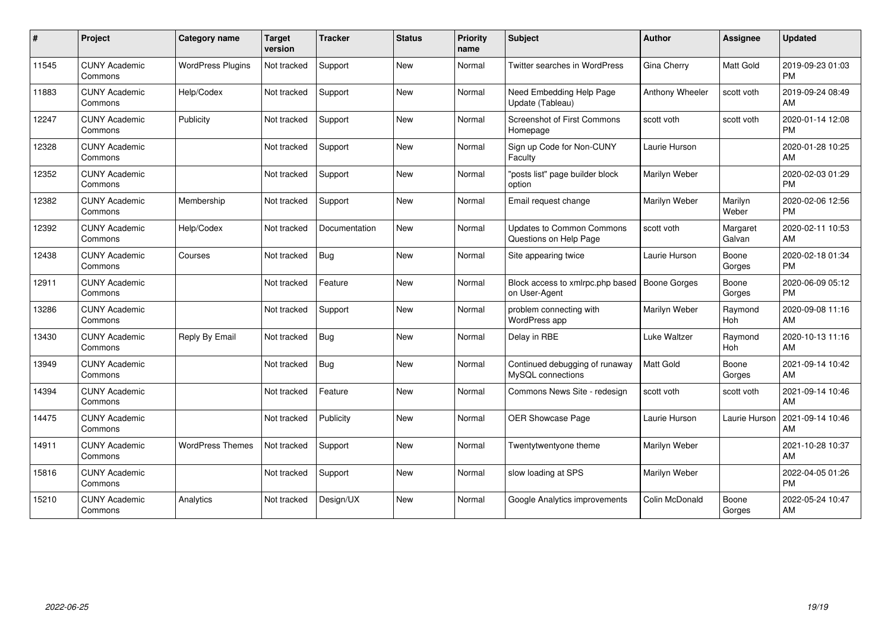| # | Project | Category name | Target version | Tracker | Status | Priority name | Subject | Author | Assignee | Updated |
|---|---|---|---|---|---|---|---|---|---|---|
| 11545 | CUNY Academic Commons | WordPress Plugins | Not tracked | Support | New | Normal | Twitter searches in WordPress | Gina Cherry | Matt Gold | 2019-09-23 01:03 PM |
| 11883 | CUNY Academic Commons | Help/Codex | Not tracked | Support | New | Normal | Need Embedding Help Page Update (Tableau) | Anthony Wheeler | scott voth | 2019-09-24 08:49 AM |
| 12247 | CUNY Academic Commons | Publicity | Not tracked | Support | New | Normal | Screenshot of First Commons Homepage | scott voth | scott voth | 2020-01-14 12:08 PM |
| 12328 | CUNY Academic Commons | | Not tracked | Support | New | Normal | Sign up Code for Non-CUNY Faculty | Laurie Hurson | | 2020-01-28 10:25 AM |
| 12352 | CUNY Academic Commons | | Not tracked | Support | New | Normal | "posts list" page builder block option | Marilyn Weber | | 2020-02-03 01:29 PM |
| 12382 | CUNY Academic Commons | Membership | Not tracked | Support | New | Normal | Email request change | Marilyn Weber | Marilyn Weber | 2020-02-06 12:56 PM |
| 12392 | CUNY Academic Commons | Help/Codex | Not tracked | Documentation | New | Normal | Updates to Common Commons Questions on Help Page | scott voth | Margaret Galvan | 2020-02-11 10:53 AM |
| 12438 | CUNY Academic Commons | Courses | Not tracked | Bug | New | Normal | Site appearing twice | Laurie Hurson | Boone Gorges | 2020-02-18 01:34 PM |
| 12911 | CUNY Academic Commons | | Not tracked | Feature | New | Normal | Block access to xmlrpc.php based on User-Agent | Boone Gorges | Boone Gorges | 2020-06-09 05:12 PM |
| 13286 | CUNY Academic Commons | | Not tracked | Support | New | Normal | problem connecting with WordPress app | Marilyn Weber | Raymond Hoh | 2020-09-08 11:16 AM |
| 13430 | CUNY Academic Commons | Reply By Email | Not tracked | Bug | New | Normal | Delay in RBE | Luke Waltzer | Raymond Hoh | 2020-10-13 11:16 AM |
| 13949 | CUNY Academic Commons | | Not tracked | Bug | New | Normal | Continued debugging of runaway MySQL connections | Matt Gold | Boone Gorges | 2021-09-14 10:42 AM |
| 14394 | CUNY Academic Commons | | Not tracked | Feature | New | Normal | Commons News Site - redesign | scott voth | scott voth | 2021-09-14 10:46 AM |
| 14475 | CUNY Academic Commons | | Not tracked | Publicity | New | Normal | OER Showcase Page | Laurie Hurson | Laurie Hurson | 2021-09-14 10:46 AM |
| 14911 | CUNY Academic Commons | WordPress Themes | Not tracked | Support | New | Normal | Twentytwentyone theme | Marilyn Weber | | 2021-10-28 10:37 AM |
| 15816 | CUNY Academic Commons | | Not tracked | Support | New | Normal | slow loading at SPS | Marilyn Weber | | 2022-04-05 01:26 PM |
| 15210 | CUNY Academic Commons | Analytics | Not tracked | Design/UX | New | Normal | Google Analytics improvements | Colin McDonald | Boone Gorges | 2022-05-24 10:47 AM |